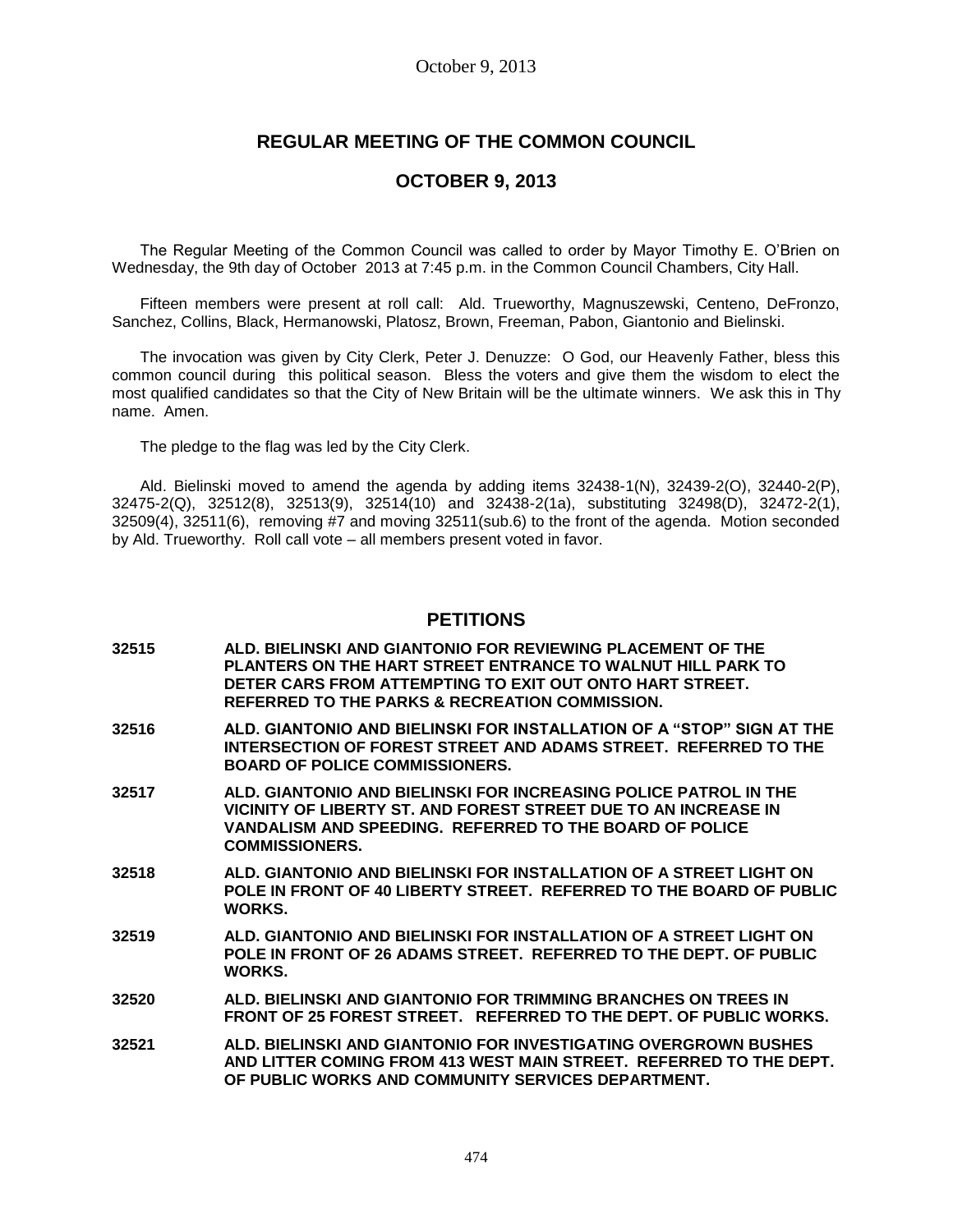## REGULAR MEETING OF THE COMMON COUNCIL

## OCTOBER 9, 2013

The Regular Meeting of the Common Council was called to order by Mayor Timothy E. O'Brien on Wednesday, the 9th day of October 2013 at 7:45 p.m. in the Common Council Chambers, City Hall.

Fifteen members were present at roll call: Ald. Trueworthy, Magnuszewski, Centeno, DeFronzo, Sanchez, Collins, Black, Hermanowski, Platosz, Brown, Freeman, Pabon, Giantonio and Bielinski.

The invocation was given by City Clerk, Peter J. Denuzze: O God, our Heavenly Father, bless this common council during this political season. Bless the voters and give them the wisdom to elect the most qualified candidates so that the City of New Britain will be the ultimate winners. We ask this in Thy name. Amen.

The pledge to the flag was led by the City Clerk.

Ald. Bielinski moved to amend the agenda by adding items 32438-1(N), 32439-2(O), 32440-2(P), 32475-2(Q), 32512(8), 32513(9), 32514(10) and 32438-2(1a), substituting 32498(D), 32472-2(1), 32509(4), 32511(6), removing #7 and moving 32511(sub.6) to the front of the agenda. Motion seconded by Ald. Trueworthy. Roll call vote – all members present voted in favor.

## PETITIONS

**32515** **ALD. BIELINSKI AND GIANTONIO FOR REVIEWING PLACEMENT OF THE PLANTERS ON THE HART STREET ENTRANCE TO WALNUT HILL PARK TO DETER CARS FROM ATTEMPTING TO EXIT OUT ONTO HART STREET. REFERRED TO THE PARKS & RECREATION COMMISSION.**

**32516** **ALD. GIANTONIO AND BIELINSKI FOR INSTALLATION OF A "STOP" SIGN AT THE INTERSECTION OF FOREST STREET AND ADAMS STREET. REFERRED TO THE BOARD OF POLICE COMMISSIONERS.**

**32517** **ALD. GIANTONIO AND BIELINSKI FOR INCREASING POLICE PATROL IN THE VICINITY OF LIBERTY ST. AND FOREST STREET DUE TO AN INCREASE IN VANDALISM AND SPEEDING. REFERRED TO THE BOARD OF POLICE COMMISSIONERS.**

**32518** **ALD. GIANTONIO AND BIELINSKI FOR INSTALLATION OF A STREET LIGHT ON POLE IN FRONT OF 40 LIBERTY STREET. REFERRED TO THE BOARD OF PUBLIC WORKS.**

**32519** **ALD. GIANTONIO AND BIELINSKI FOR INSTALLATION OF A STREET LIGHT ON POLE IN FRONT OF 26 ADAMS STREET. REFERRED TO THE DEPT. OF PUBLIC WORKS.**

**32520** **ALD. BIELINSKI AND GIANTONIO FOR TRIMMING BRANCHES ON TREES IN FRONT OF 25 FOREST STREET. REFERRED TO THE DEPT. OF PUBLIC WORKS.**

**32521** **ALD. BIELINSKI AND GIANTONIO FOR INVESTIGATING OVERGROWN BUSHES AND LITTER COMING FROM 413 WEST MAIN STREET. REFERRED TO THE DEPT. OF PUBLIC WORKS AND COMMUNITY SERVICES DEPARTMENT.**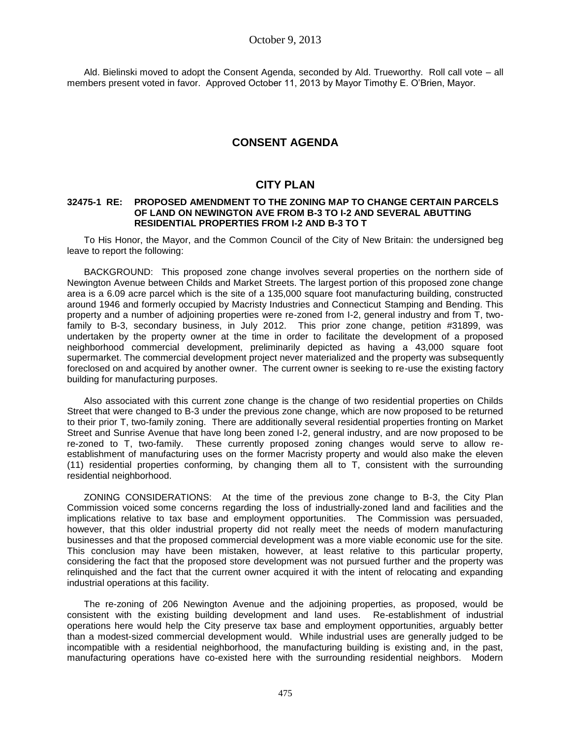Ald. Bielinski moved to adopt the Consent Agenda, seconded by Ald. Trueworthy. Roll call vote – all members present voted in favor. Approved October 11, 2013 by Mayor Timothy E. O'Brien, Mayor.

# CONSENT AGENDA

## CITY PLAN

**32475-1 RE: PROPOSED AMENDMENT TO THE ZONING MAP TO CHANGE CERTAIN PARCELS OF LAND ON NEWINGTON AVE FROM B-3 TO I-2 AND SEVERAL ABUTTING RESIDENTIAL PROPERTIES FROM I-2 AND B-3 TO T**

To His Honor, the Mayor, and the Common Council of the City of New Britain: the undersigned beg leave to report the following:

BACKGROUND: This proposed zone change involves several properties on the northern side of Newington Avenue between Childs and Market Streets. The largest portion of this proposed zone change area is a 6.09 acre parcel which is the site of a 135,000 square foot manufacturing building, constructed around 1946 and formerly occupied by Macristy Industries and Connecticut Stamping and Bending. This property and a number of adjoining properties were re-zoned from I-2, general industry and from T, two-family to B-3, secondary business, in July 2012. This prior zone change, petition #31899, was undertaken by the property owner at the time in order to facilitate the development of a proposed neighborhood commercial development, preliminarily depicted as having a 43,000 square foot supermarket. The commercial development project never materialized and the property was subsequently foreclosed on and acquired by another owner. The current owner is seeking to re-use the existing factory building for manufacturing purposes.

Also associated with this current zone change is the change of two residential properties on Childs Street that were changed to B-3 under the previous zone change, which are now proposed to be returned to their prior T, two-family zoning. There are additionally several residential properties fronting on Market Street and Sunrise Avenue that have long been zoned I-2, general industry, and are now proposed to be re-zoned to T, two-family. These currently proposed zoning changes would serve to allow re-establishment of manufacturing uses on the former Macristy property and would also make the eleven (11) residential properties conforming, by changing them all to T, consistent with the surrounding residential neighborhood.

ZONING CONSIDERATIONS: At the time of the previous zone change to B-3, the City Plan Commission voiced some concerns regarding the loss of industrially-zoned land and facilities and the implications relative to tax base and employment opportunities. The Commission was persuaded, however, that this older industrial property did not really meet the needs of modern manufacturing businesses and that the proposed commercial development was a more viable economic use for the site. This conclusion may have been mistaken, however, at least relative to this particular property, considering the fact that the proposed store development was not pursued further and the property was relinquished and the fact that the current owner acquired it with the intent of relocating and expanding industrial operations at this facility.

The re-zoning of 206 Newington Avenue and the adjoining properties, as proposed, would be consistent with the existing building development and land uses. Re-establishment of industrial operations here would help the City preserve tax base and employment opportunities, arguably better than a modest-sized commercial development would. While industrial uses are generally judged to be incompatible with a residential neighborhood, the manufacturing building is existing and, in the past, manufacturing operations have co-existed here with the surrounding residential neighbors. Modern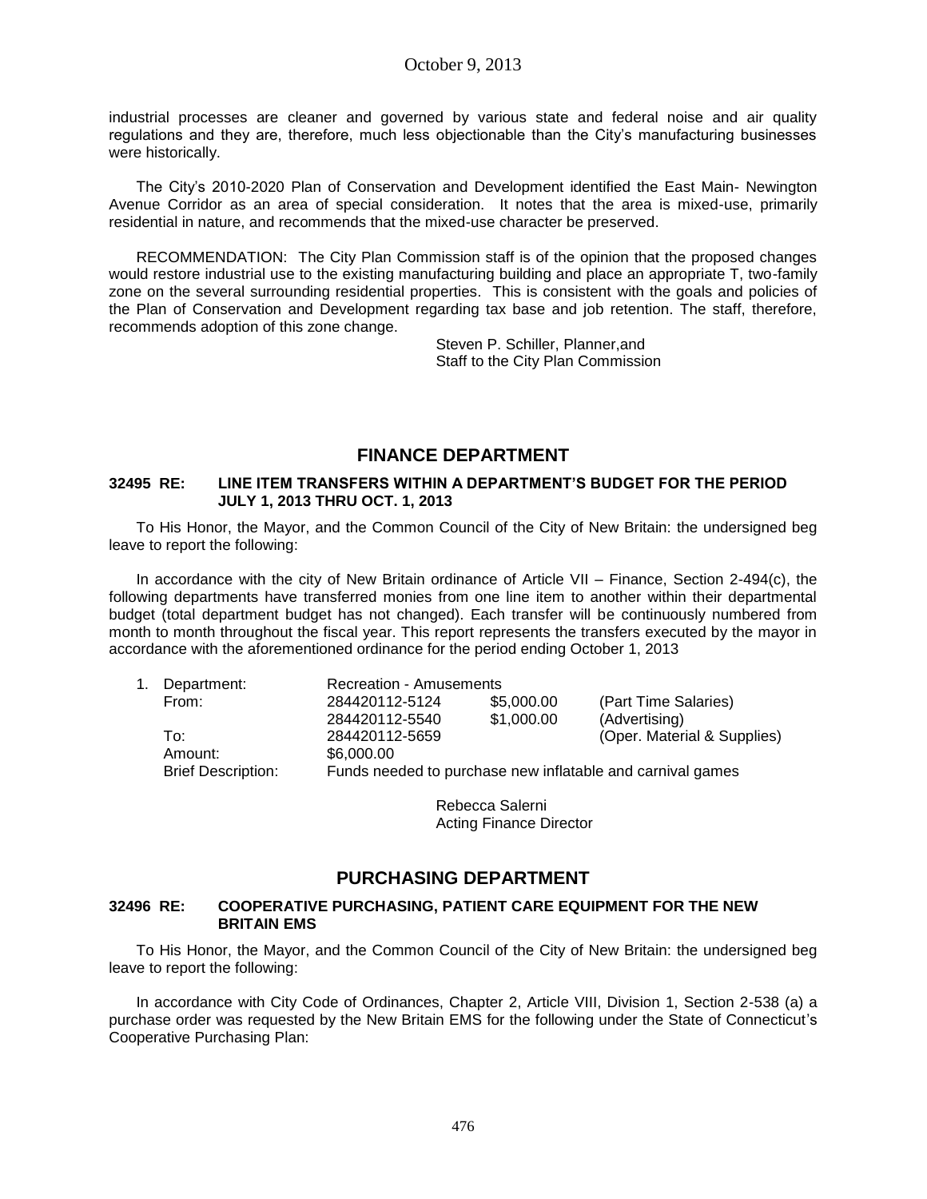industrial processes are cleaner and governed by various state and federal noise and air quality regulations and they are, therefore, much less objectionable than the City's manufacturing businesses were historically.

The City's 2010-2020 Plan of Conservation and Development identified the East Main- Newington Avenue Corridor as an area of special consideration. It notes that the area is mixed-use, primarily residential in nature, and recommends that the mixed-use character be preserved.

RECOMMENDATION: The City Plan Commission staff is of the opinion that the proposed changes would restore industrial use to the existing manufacturing building and place an appropriate T, two-family zone on the several surrounding residential properties. This is consistent with the goals and policies of the Plan of Conservation and Development regarding tax base and job retention. The staff, therefore, recommends adoption of this zone change.

Steven P. Schiller, Planner,and
Staff to the City Plan Commission

## FINANCE DEPARTMENT

**32495 RE: LINE ITEM TRANSFERS WITHIN A DEPARTMENT'S BUDGET FOR THE PERIOD JULY 1, 2013 THRU OCT. 1, 2013**

To His Honor, the Mayor, and the Common Council of the City of New Britain: the undersigned beg leave to report the following:

In accordance with the city of New Britain ordinance of Article VII – Finance, Section 2-494(c), the following departments have transferred monies from one line item to another within their departmental budget (total department budget has not changed). Each transfer will be continuously numbered from month to month throughout the fiscal year. This report represents the transfers executed by the mayor in accordance with the aforementioned ordinance for the period ending October 1, 2013

1. Department: Recreation - Amusements
   From: 284420112-5124 $5,000.00 (Part Time Salaries)
   284420112-5540 $1,000.00 (Advertising)
   To: 284420112-5659 (Oper. Material & Supplies)
   Amount: $6,000.00
   Brief Description: Funds needed to purchase new inflatable and carnival games

Rebecca Salerni
Acting Finance Director

## PURCHASING DEPARTMENT

**32496 RE: COOPERATIVE PURCHASING, PATIENT CARE EQUIPMENT FOR THE NEW BRITAIN EMS**

To His Honor, the Mayor, and the Common Council of the City of New Britain: the undersigned beg leave to report the following:

In accordance with City Code of Ordinances, Chapter 2, Article VIII, Division 1, Section 2-538 (a) a purchase order was requested by the New Britain EMS for the following under the State of Connecticut's Cooperative Purchasing Plan: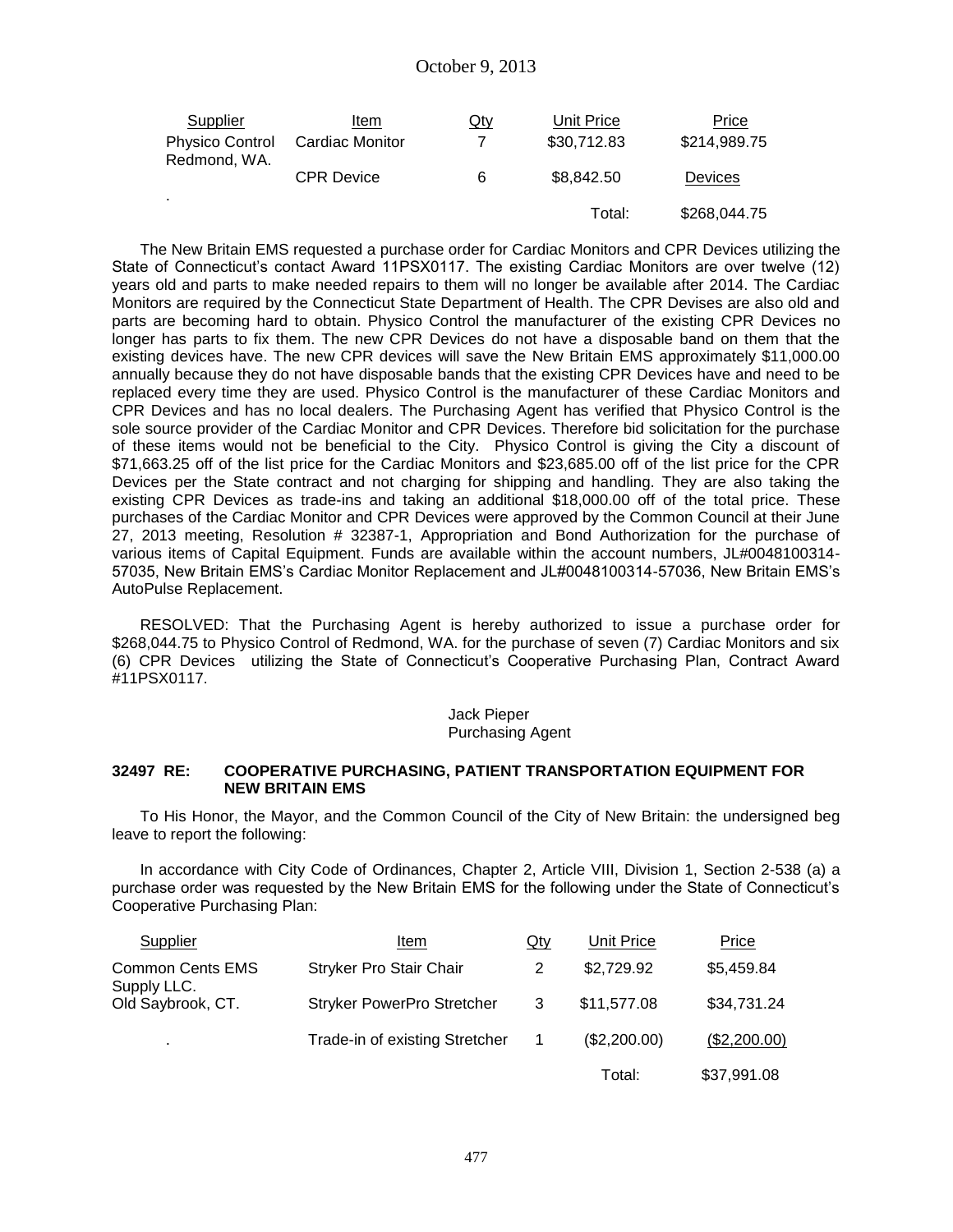| Supplier | Item | Qty | Unit Price | Price |
|---|---|---|---|---|
| Physico Control Redmond, WA. | Cardiac Monitor | 7 | \$30,712.83 | \$214,989.75 |
| | CPR Device | 6 | \$8,842.50 | Devices |
| . | | | Total: | \$268,044.75 |

The New Britain EMS requested a purchase order for Cardiac Monitors and CPR Devices utilizing the State of Connecticut's contact Award 11PSX0117. The existing Cardiac Monitors are over twelve (12) years old and parts to make needed repairs to them will no longer be available after 2014. The Cardiac Monitors are required by the Connecticut State Department of Health. The CPR Devises are also old and parts are becoming hard to obtain. Physico Control the manufacturer of the existing CPR Devices no longer has parts to fix them. The new CPR Devices do not have a disposable band on them that the existing devices have. The new CPR devices will save the New Britain EMS approximately \$11,000.00 annually because they do not have disposable bands that the existing CPR Devices have and need to be replaced every time they are used. Physico Control is the manufacturer of these Cardiac Monitors and CPR Devices and has no local dealers. The Purchasing Agent has verified that Physico Control is the sole source provider of the Cardiac Monitor and CPR Devices. Therefore bid solicitation for the purchase of these items would not be beneficial to the City. Physico Control is giving the City a discount of \$71,663.25 off of the list price for the Cardiac Monitors and \$23,685.00 off of the list price for the CPR Devices per the State contract and not charging for shipping and handling. They are also taking the existing CPR Devices as trade-ins and taking an additional \$18,000.00 off of the total price. These purchases of the Cardiac Monitor and CPR Devices were approved by the Common Council at their June 27, 2013 meeting, Resolution # 32387-1, Appropriation and Bond Authorization for the purchase of various items of Capital Equipment. Funds are available within the account numbers, JL#0048100314-57035, New Britain EMS's Cardiac Monitor Replacement and JL#0048100314-57036, New Britain EMS's AutoPulse Replacement.

RESOLVED: That the Purchasing Agent is hereby authorized to issue a purchase order for \$268,044.75 to Physico Control of Redmond, WA. for the purchase of seven (7) Cardiac Monitors and six (6) CPR Devices utilizing the State of Connecticut's Cooperative Purchasing Plan, Contract Award #11PSX0117.

Jack Pieper
Purchasing Agent

### 32497 RE: COOPERATIVE PURCHASING, PATIENT TRANSPORTATION EQUIPMENT FOR NEW BRITAIN EMS

To His Honor, the Mayor, and the Common Council of the City of New Britain: the undersigned beg leave to report the following:

In accordance with City Code of Ordinances, Chapter 2, Article VIII, Division 1, Section 2-538 (a) a purchase order was requested by the New Britain EMS for the following under the State of Connecticut's Cooperative Purchasing Plan:

| Supplier | Item | Qty | Unit Price | Price |
|---|---|---|---|---|
| Common Cents EMS Supply LLC. | Stryker Pro Stair Chair | 2 | \$2,729.92 | \$5,459.84 |
| Old Saybrook, CT. | Stryker PowerPro Stretcher | 3 | \$11,577.08 | \$34,731.24 |
| . | Trade-in of existing Stretcher | 1 | (\$2,200.00) | (\$2,200.00) |
| | | | Total: | \$37,991.08 |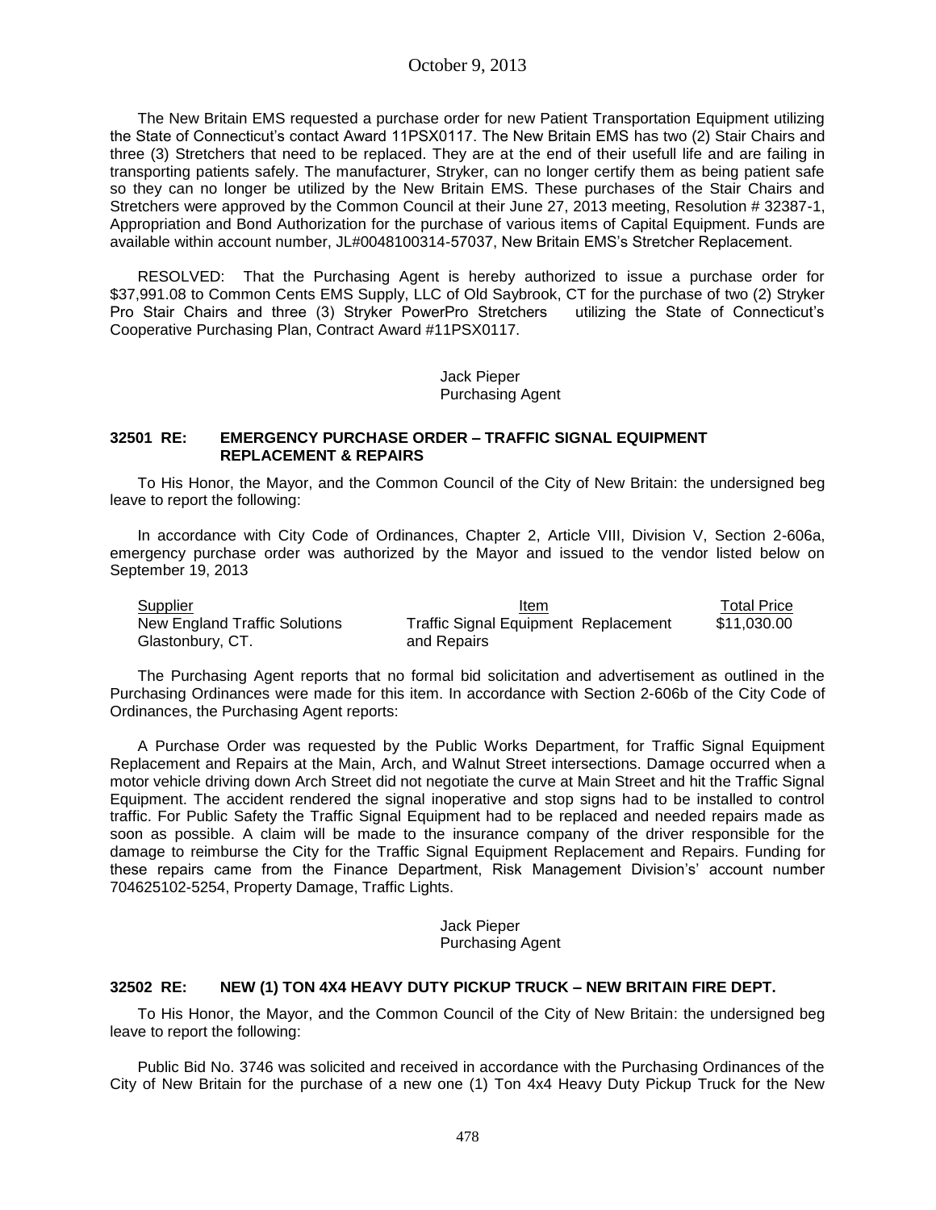The New Britain EMS requested a purchase order for new Patient Transportation Equipment utilizing the State of Connecticut's contact Award 11PSX0117. The New Britain EMS has two (2) Stair Chairs and three (3) Stretchers that need to be replaced. They are at the end of their usefull life and are failing in transporting patients safely. The manufacturer, Stryker, can no longer certify them as being patient safe so they can no longer be utilized by the New Britain EMS. These purchases of the Stair Chairs and Stretchers were approved by the Common Council at their June 27, 2013 meeting, Resolution # 32387-1, Appropriation and Bond Authorization for the purchase of various items of Capital Equipment. Funds are available within account number, JL#0048100314-57037, New Britain EMS's Stretcher Replacement.

RESOLVED: That the Purchasing Agent is hereby authorized to issue a purchase order for $37,991.08 to Common Cents EMS Supply, LLC of Old Saybrook, CT for the purchase of two (2) Stryker Pro Stair Chairs and three (3) Stryker PowerPro Stretchers utilizing the State of Connecticut's Cooperative Purchasing Plan, Contract Award #11PSX0117.

Jack Pieper
Purchasing Agent

**32501 RE: EMERGENCY PURCHASE ORDER – TRAFFIC SIGNAL EQUIPMENT REPLACEMENT & REPAIRS**

To His Honor, the Mayor, and the Common Council of the City of New Britain: the undersigned beg leave to report the following:

In accordance with City Code of Ordinances, Chapter 2, Article VIII, Division V, Section 2-606a, emergency purchase order was authorized by the Mayor and issued to the vendor listed below on September 19, 2013

| Supplier | Item | Total Price |
|---|---|---|
| New England Traffic Solutions Glastonbury, CT. | Traffic Signal Equipment Replacement and Repairs | $11,030.00 |

The Purchasing Agent reports that no formal bid solicitation and advertisement as outlined in the Purchasing Ordinances were made for this item. In accordance with Section 2-606b of the City Code of Ordinances, the Purchasing Agent reports:

A Purchase Order was requested by the Public Works Department, for Traffic Signal Equipment Replacement and Repairs at the Main, Arch, and Walnut Street intersections. Damage occurred when a motor vehicle driving down Arch Street did not negotiate the curve at Main Street and hit the Traffic Signal Equipment. The accident rendered the signal inoperative and stop signs had to be installed to control traffic. For Public Safety the Traffic Signal Equipment had to be replaced and needed repairs made as soon as possible. A claim will be made to the insurance company of the driver responsible for the damage to reimburse the City for the Traffic Signal Equipment Replacement and Repairs. Funding for these repairs came from the Finance Department, Risk Management Division's' account number 704625102-5254, Property Damage, Traffic Lights.

Jack Pieper
Purchasing Agent

**32502 RE: NEW (1) TON 4X4 HEAVY DUTY PICKUP TRUCK – NEW BRITAIN FIRE DEPT.**

To His Honor, the Mayor, and the Common Council of the City of New Britain: the undersigned beg leave to report the following:

Public Bid No. 3746 was solicited and received in accordance with the Purchasing Ordinances of the City of New Britain for the purchase of a new one (1) Ton 4x4 Heavy Duty Pickup Truck for the New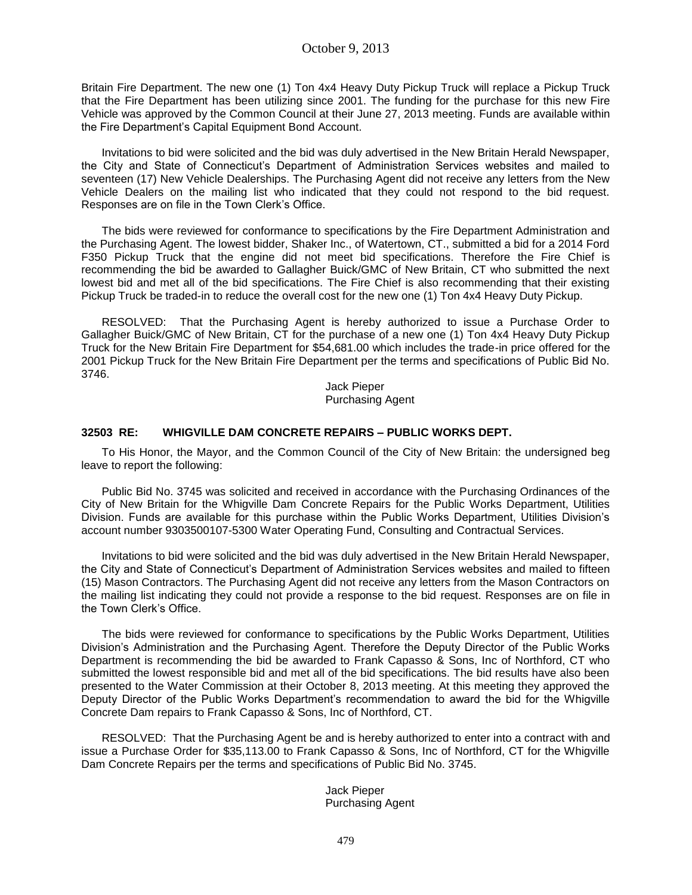Britain Fire Department. The new one (1) Ton 4x4 Heavy Duty Pickup Truck will replace a Pickup Truck that the Fire Department has been utilizing since 2001. The funding for the purchase for this new Fire Vehicle was approved by the Common Council at their June 27, 2013 meeting. Funds are available within the Fire Department's Capital Equipment Bond Account.

Invitations to bid were solicited and the bid was duly advertised in the New Britain Herald Newspaper, the City and State of Connecticut's Department of Administration Services websites and mailed to seventeen (17) New Vehicle Dealerships. The Purchasing Agent did not receive any letters from the New Vehicle Dealers on the mailing list who indicated that they could not respond to the bid request. Responses are on file in the Town Clerk's Office.

The bids were reviewed for conformance to specifications by the Fire Department Administration and the Purchasing Agent. The lowest bidder, Shaker Inc., of Watertown, CT., submitted a bid for a 2014 Ford F350 Pickup Truck that the engine did not meet bid specifications. Therefore the Fire Chief is recommending the bid be awarded to Gallagher Buick/GMC of New Britain, CT who submitted the next lowest bid and met all of the bid specifications. The Fire Chief is also recommending that their existing Pickup Truck be traded-in to reduce the overall cost for the new one (1) Ton 4x4 Heavy Duty Pickup.

RESOLVED: That the Purchasing Agent is hereby authorized to issue a Purchase Order to Gallagher Buick/GMC of New Britain, CT for the purchase of a new one (1) Ton 4x4 Heavy Duty Pickup Truck for the New Britain Fire Department for $54,681.00 which includes the trade-in price offered for the 2001 Pickup Truck for the New Britain Fire Department per the terms and specifications of Public Bid No. 3746.

Jack Pieper
Purchasing Agent

### 32503 RE: WHIGVILLE DAM CONCRETE REPAIRS – PUBLIC WORKS DEPT.

To His Honor, the Mayor, and the Common Council of the City of New Britain: the undersigned beg leave to report the following:

Public Bid No. 3745 was solicited and received in accordance with the Purchasing Ordinances of the City of New Britain for the Whigville Dam Concrete Repairs for the Public Works Department, Utilities Division. Funds are available for this purchase within the Public Works Department, Utilities Division's account number 9303500107-5300 Water Operating Fund, Consulting and Contractual Services.

Invitations to bid were solicited and the bid was duly advertised in the New Britain Herald Newspaper, the City and State of Connecticut's Department of Administration Services websites and mailed to fifteen (15) Mason Contractors. The Purchasing Agent did not receive any letters from the Mason Contractors on the mailing list indicating they could not provide a response to the bid request. Responses are on file in the Town Clerk's Office.

The bids were reviewed for conformance to specifications by the Public Works Department, Utilities Division's Administration and the Purchasing Agent. Therefore the Deputy Director of the Public Works Department is recommending the bid be awarded to Frank Capasso & Sons, Inc of Northford, CT who submitted the lowest responsible bid and met all of the bid specifications. The bid results have also been presented to the Water Commission at their October 8, 2013 meeting. At this meeting they approved the Deputy Director of the Public Works Department's recommendation to award the bid for the Whigville Concrete Dam repairs to Frank Capasso & Sons, Inc of Northford, CT.

RESOLVED: That the Purchasing Agent be and is hereby authorized to enter into a contract with and issue a Purchase Order for $35,113.00 to Frank Capasso & Sons, Inc of Northford, CT for the Whigville Dam Concrete Repairs per the terms and specifications of Public Bid No. 3745.

Jack Pieper
Purchasing Agent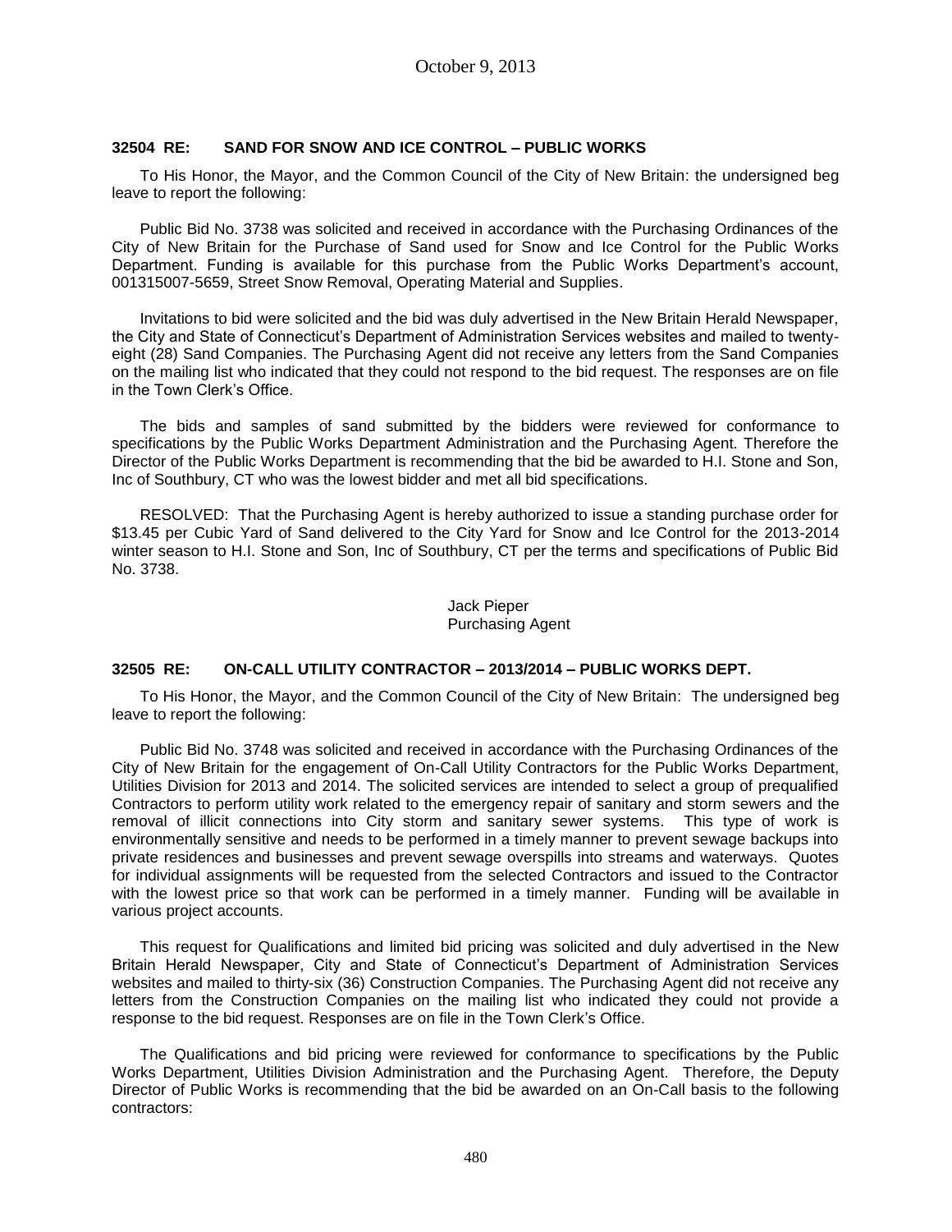### 32504 RE: SAND FOR SNOW AND ICE CONTROL – PUBLIC WORKS

To His Honor, the Mayor, and the Common Council of the City of New Britain: the undersigned beg leave to report the following:

Public Bid No. 3738 was solicited and received in accordance with the Purchasing Ordinances of the City of New Britain for the Purchase of Sand used for Snow and Ice Control for the Public Works Department. Funding is available for this purchase from the Public Works Department's account, 001315007-5659, Street Snow Removal, Operating Material and Supplies.

Invitations to bid were solicited and the bid was duly advertised in the New Britain Herald Newspaper, the City and State of Connecticut's Department of Administration Services websites and mailed to twenty-eight (28) Sand Companies. The Purchasing Agent did not receive any letters from the Sand Companies on the mailing list who indicated that they could not respond to the bid request. The responses are on file in the Town Clerk's Office.

The bids and samples of sand submitted by the bidders were reviewed for conformance to specifications by the Public Works Department Administration and the Purchasing Agent. Therefore the Director of the Public Works Department is recommending that the bid be awarded to H.I. Stone and Son, Inc of Southbury, CT who was the lowest bidder and met all bid specifications.

RESOLVED: That the Purchasing Agent is hereby authorized to issue a standing purchase order for $13.45 per Cubic Yard of Sand delivered to the City Yard for Snow and Ice Control for the 2013-2014 winter season to H.I. Stone and Son, Inc of Southbury, CT per the terms and specifications of Public Bid No. 3738.

Jack Pieper
Purchasing Agent

### 32505 RE: ON-CALL UTILITY CONTRACTOR – 2013/2014 – PUBLIC WORKS DEPT.

To His Honor, the Mayor, and the Common Council of the City of New Britain: The undersigned beg leave to report the following:

Public Bid No. 3748 was solicited and received in accordance with the Purchasing Ordinances of the City of New Britain for the engagement of On-Call Utility Contractors for the Public Works Department, Utilities Division for 2013 and 2014. The solicited services are intended to select a group of prequalified Contractors to perform utility work related to the emergency repair of sanitary and storm sewers and the removal of illicit connections into City storm and sanitary sewer systems. This type of work is environmentally sensitive and needs to be performed in a timely manner to prevent sewage backups into private residences and businesses and prevent sewage overspills into streams and waterways. Quotes for individual assignments will be requested from the selected Contractors and issued to the Contractor with the lowest price so that work can be performed in a timely manner. Funding will be available in various project accounts.

This request for Qualifications and limited bid pricing was solicited and duly advertised in the New Britain Herald Newspaper, City and State of Connecticut's Department of Administration Services websites and mailed to thirty-six (36) Construction Companies. The Purchasing Agent did not receive any letters from the Construction Companies on the mailing list who indicated they could not provide a response to the bid request. Responses are on file in the Town Clerk's Office.

The Qualifications and bid pricing were reviewed for conformance to specifications by the Public Works Department, Utilities Division Administration and the Purchasing Agent. Therefore, the Deputy Director of Public Works is recommending that the bid be awarded on an On-Call basis to the following contractors: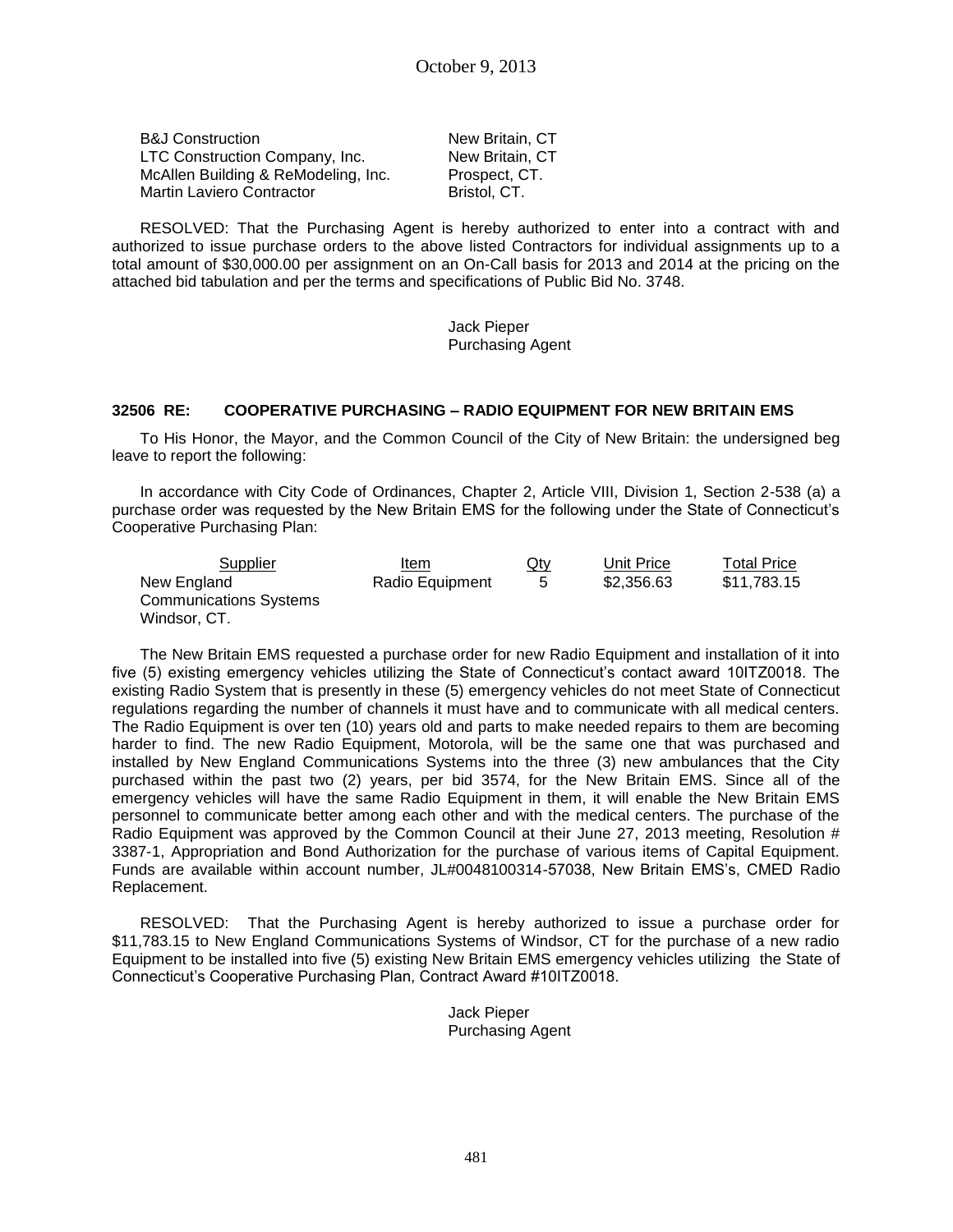| | |
|---|---|
| B&J Construction | New Britain, CT |
| LTC Construction Company, Inc. | New Britain, CT |
| McAllen Building & ReModeling, Inc. | Prospect, CT. |
| Martin Laviero Contractor | Bristol, CT. |

RESOLVED: That the Purchasing Agent is hereby authorized to enter into a contract with and authorized to issue purchase orders to the above listed Contractors for individual assignments up to a total amount of $30,000.00 per assignment on an On-Call basis for 2013 and 2014 at the pricing on the attached bid tabulation and per the terms and specifications of Public Bid No. 3748.

Jack Pieper
Purchasing Agent

**32506 RE: COOPERATIVE PURCHASING – RADIO EQUIPMENT FOR NEW BRITAIN EMS**

To His Honor, the Mayor, and the Common Council of the City of New Britain: the undersigned beg leave to report the following:

In accordance with City Code of Ordinances, Chapter 2, Article VIII, Division 1, Section 2-538 (a) a purchase order was requested by the New Britain EMS for the following under the State of Connecticut's Cooperative Purchasing Plan:

| Supplier | Item | Qty | Unit Price | Total Price |
|---|---|---|---|---|
| New England Communications Systems Windsor, CT. | Radio Equipment | 5 | $2,356.63 | $11,783.15 |

The New Britain EMS requested a purchase order for new Radio Equipment and installation of it into five (5) existing emergency vehicles utilizing the State of Connecticut's contact award 10ITZ0018. The existing Radio System that is presently in these (5) emergency vehicles do not meet State of Connecticut regulations regarding the number of channels it must have and to communicate with all medical centers. The Radio Equipment is over ten (10) years old and parts to make needed repairs to them are becoming harder to find. The new Radio Equipment, Motorola, will be the same one that was purchased and installed by New England Communications Systems into the three (3) new ambulances that the City purchased within the past two (2) years, per bid 3574, for the New Britain EMS. Since all of the emergency vehicles will have the same Radio Equipment in them, it will enable the New Britain EMS personnel to communicate better among each other and with the medical centers. The purchase of the Radio Equipment was approved by the Common Council at their June 27, 2013 meeting, Resolution # 3387-1, Appropriation and Bond Authorization for the purchase of various items of Capital Equipment. Funds are available within account number, JL#0048100314-57038, New Britain EMS's, CMED Radio Replacement.

RESOLVED: That the Purchasing Agent is hereby authorized to issue a purchase order for $11,783.15 to New England Communications Systems of Windsor, CT for the purchase of a new radio Equipment to be installed into five (5) existing New Britain EMS emergency vehicles utilizing the State of Connecticut's Cooperative Purchasing Plan, Contract Award #10ITZ0018.

Jack Pieper
Purchasing Agent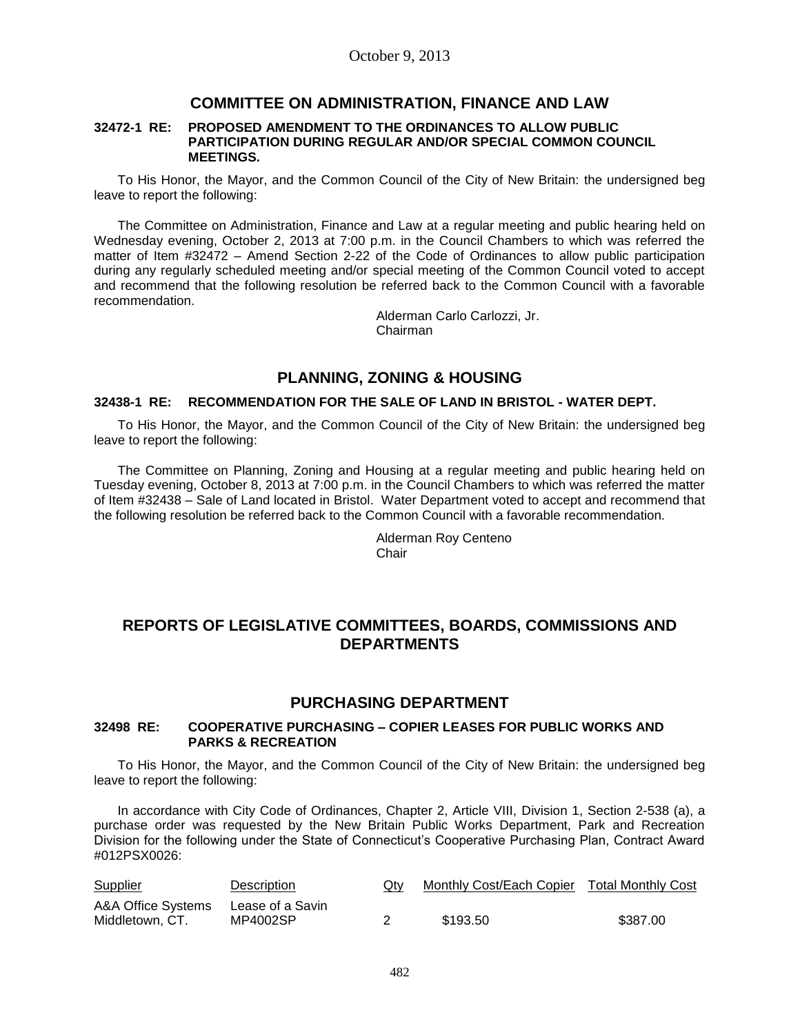October 9, 2013

## COMMITTEE ON ADMINISTRATION, FINANCE AND LAW

**32472-1 RE: PROPOSED AMENDMENT TO THE ORDINANCES TO ALLOW PUBLIC PARTICIPATION DURING REGULAR AND/OR SPECIAL COMMON COUNCIL MEETINGS.**

To His Honor, the Mayor, and the Common Council of the City of New Britain: the undersigned beg leave to report the following:

The Committee on Administration, Finance and Law at a regular meeting and public hearing held on Wednesday evening, October 2, 2013 at 7:00 p.m. in the Council Chambers to which was referred the matter of Item #32472 – Amend Section 2-22 of the Code of Ordinances to allow public participation during any regularly scheduled meeting and/or special meeting of the Common Council voted to accept and recommend that the following resolution be referred back to the Common Council with a favorable recommendation.

Alderman Carlo Carlozzi, Jr.
Chairman

## PLANNING, ZONING & HOUSING

**32438-1 RE: RECOMMENDATION FOR THE SALE OF LAND IN BRISTOL - WATER DEPT.**

To His Honor, the Mayor, and the Common Council of the City of New Britain: the undersigned beg leave to report the following:

The Committee on Planning, Zoning and Housing at a regular meeting and public hearing held on Tuesday evening, October 8, 2013 at 7:00 p.m. in the Council Chambers to which was referred the matter of Item #32438 – Sale of Land located in Bristol. Water Department voted to accept and recommend that the following resolution be referred back to the Common Council with a favorable recommendation.

Alderman Roy Centeno
Chair

# REPORTS OF LEGISLATIVE COMMITTEES, BOARDS, COMMISSIONS AND DEPARTMENTS

## PURCHASING DEPARTMENT

**32498 RE: COOPERATIVE PURCHASING – COPIER LEASES FOR PUBLIC WORKS AND PARKS & RECREATION**

To His Honor, the Mayor, and the Common Council of the City of New Britain: the undersigned beg leave to report the following:

In accordance with City Code of Ordinances, Chapter 2, Article VIII, Division 1, Section 2-538 (a), a purchase order was requested by the New Britain Public Works Department, Park and Recreation Division for the following under the State of Connecticut's Cooperative Purchasing Plan, Contract Award #012PSX0026:

| Supplier | Description | Qty | Monthly Cost/Each Copier | Total Monthly Cost |
|---|---|---|---|---|
| A&A Office Systems Middletown, CT. | Lease of a Savin MP4002SP | 2 | $193.50 | $387.00 |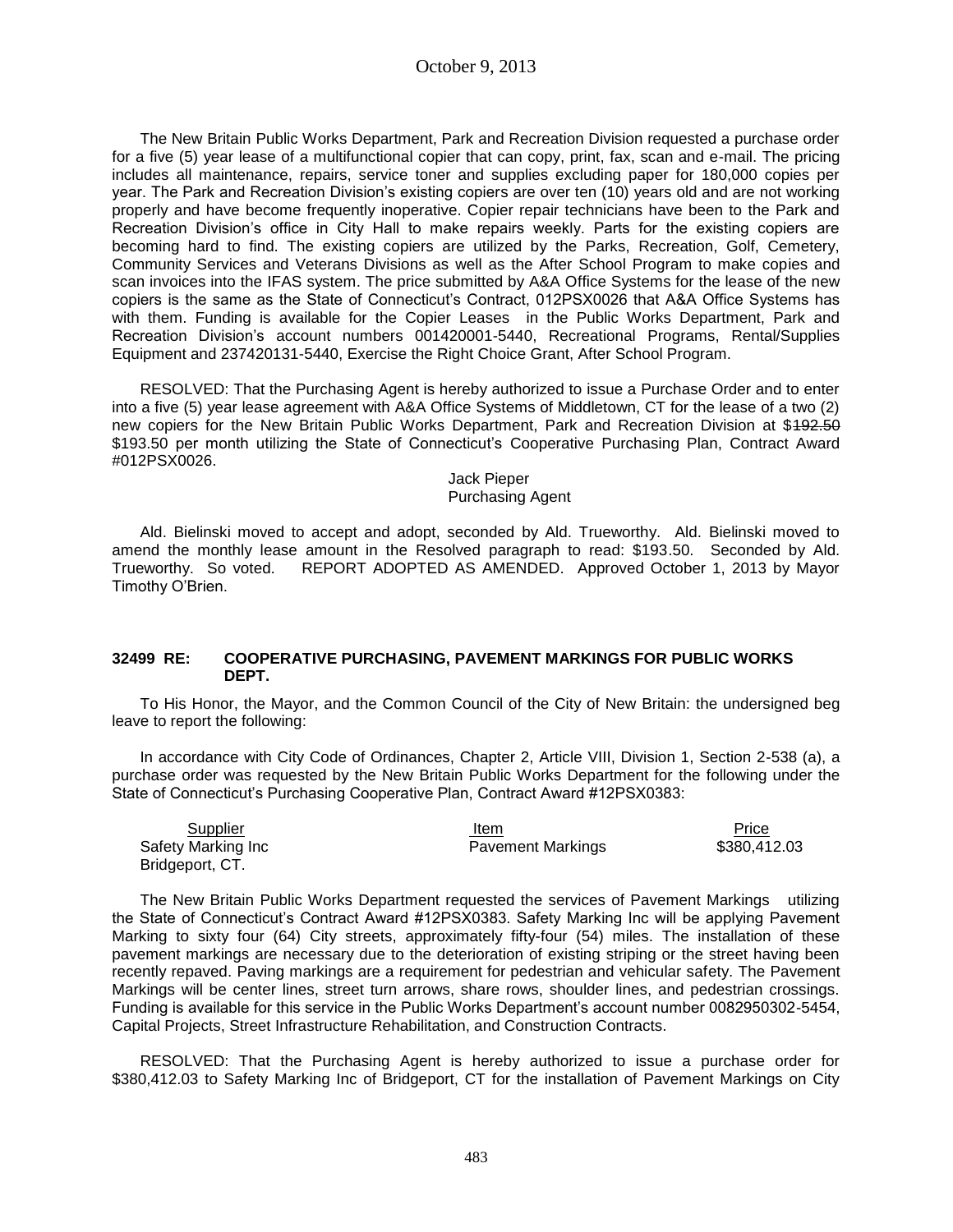The New Britain Public Works Department, Park and Recreation Division requested a purchase order for a five (5) year lease of a multifunctional copier that can copy, print, fax, scan and e-mail. The pricing includes all maintenance, repairs, service toner and supplies excluding paper for 180,000 copies per year. The Park and Recreation Division's existing copiers are over ten (10) years old and are not working properly and have become frequently inoperative. Copier repair technicians have been to the Park and Recreation Division's office in City Hall to make repairs weekly. Parts for the existing copiers are becoming hard to find. The existing copiers are utilized by the Parks, Recreation, Golf, Cemetery, Community Services and Veterans Divisions as well as the After School Program to make copies and scan invoices into the IFAS system. The price submitted by A&A Office Systems for the lease of the new copiers is the same as the State of Connecticut's Contract, 012PSX0026 that A&A Office Systems has with them. Funding is available for the Copier Leases in the Public Works Department, Park and Recreation Division's account numbers 001420001-5440, Recreational Programs, Rental/Supplies Equipment and 237420131-5440, Exercise the Right Choice Grant, After School Program.

RESOLVED: That the Purchasing Agent is hereby authorized to issue a Purchase Order and to enter into a five (5) year lease agreement with A&A Office Systems of Middletown, CT for the lease of a two (2) new copiers for the New Britain Public Works Department, Park and Recreation Division at $~~192.50~~ $193.50 per month utilizing the State of Connecticut's Cooperative Purchasing Plan, Contract Award #012PSX0026.

Jack Pieper
Purchasing Agent

Ald. Bielinski moved to accept and adopt, seconded by Ald. Trueworthy. Ald. Bielinski moved to amend the monthly lease amount in the Resolved paragraph to read: $193.50. Seconded by Ald. Trueworthy. So voted. REPORT ADOPTED AS AMENDED. Approved October 1, 2013 by Mayor Timothy O'Brien.

**32499 RE: COOPERATIVE PURCHASING, PAVEMENT MARKINGS FOR PUBLIC WORKS DEPT.**

To His Honor, the Mayor, and the Common Council of the City of New Britain: the undersigned beg leave to report the following:

In accordance with City Code of Ordinances, Chapter 2, Article VIII, Division 1, Section 2-538 (a), a purchase order was requested by the New Britain Public Works Department for the following under the State of Connecticut's Purchasing Cooperative Plan, Contract Award #12PSX0383:

| Supplier | Item | Price |
|---|---|---|
| Safety Marking Inc<br>Bridgeport, CT. | Pavement Markings | $380,412.03 |

The New Britain Public Works Department requested the services of Pavement Markings utilizing the State of Connecticut's Contract Award #12PSX0383. Safety Marking Inc will be applying Pavement Marking to sixty four (64) City streets, approximately fifty-four (54) miles. The installation of these pavement markings are necessary due to the deterioration of existing striping or the street having been recently repaved. Paving markings are a requirement for pedestrian and vehicular safety. The Pavement Markings will be center lines, street turn arrows, share rows, shoulder lines, and pedestrian crossings. Funding is available for this service in the Public Works Department's account number 0082950302-5454, Capital Projects, Street Infrastructure Rehabilitation, and Construction Contracts.

RESOLVED: That the Purchasing Agent is hereby authorized to issue a purchase order for $380,412.03 to Safety Marking Inc of Bridgeport, CT for the installation of Pavement Markings on City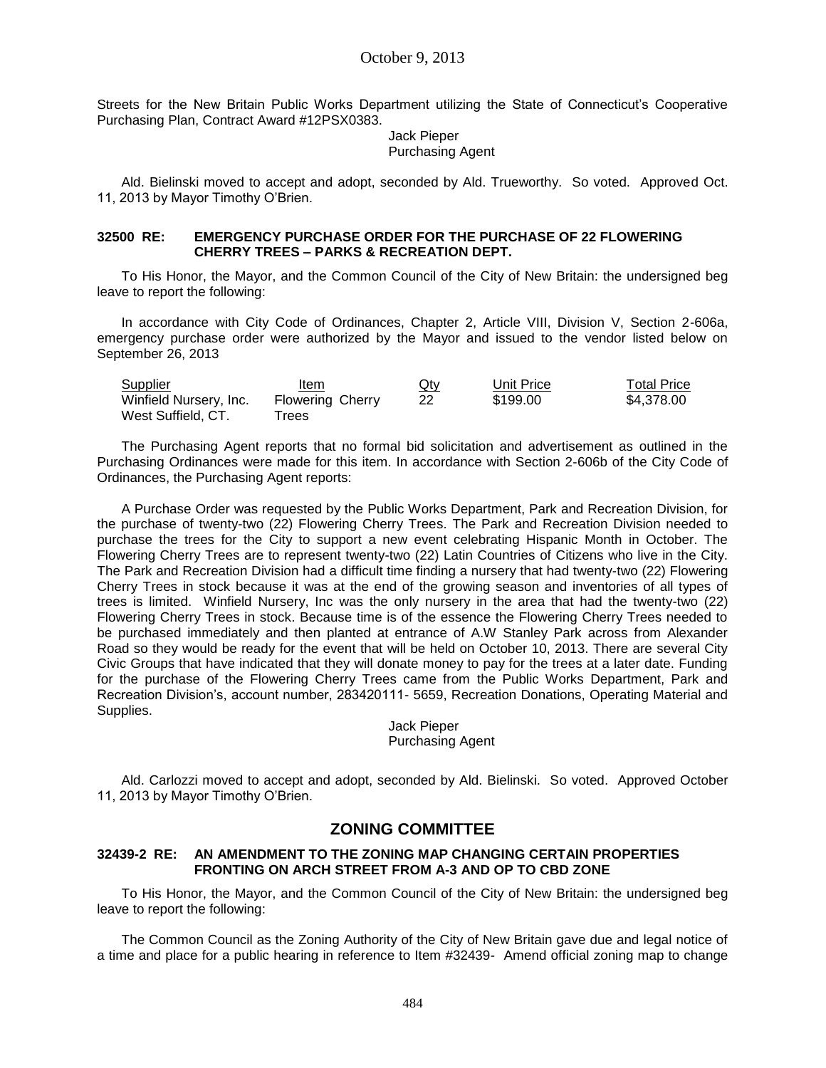Streets for the New Britain Public Works Department utilizing the State of Connecticut's Cooperative Purchasing Plan, Contract Award #12PSX0383.

Jack Pieper
Purchasing Agent

Ald. Bielinski moved to accept and adopt, seconded by Ald. Trueworthy. So voted. Approved Oct. 11, 2013 by Mayor Timothy O'Brien.

**32500 RE: EMERGENCY PURCHASE ORDER FOR THE PURCHASE OF 22 FLOWERING CHERRY TREES – PARKS & RECREATION DEPT.**

To His Honor, the Mayor, and the Common Council of the City of New Britain: the undersigned beg leave to report the following:

In accordance with City Code of Ordinances, Chapter 2, Article VIII, Division V, Section 2-606a, emergency purchase order were authorized by the Mayor and issued to the vendor listed below on September 26, 2013

| Supplier | Item | Qty | Unit Price | Total Price |
|---|---|---|---|---|
| Winfield Nursery, Inc. West Suffield, CT. | Flowering Cherry Trees | 22 | $199.00 | $4,378.00 |

The Purchasing Agent reports that no formal bid solicitation and advertisement as outlined in the Purchasing Ordinances were made for this item. In accordance with Section 2-606b of the City Code of Ordinances, the Purchasing Agent reports:

A Purchase Order was requested by the Public Works Department, Park and Recreation Division, for the purchase of twenty-two (22) Flowering Cherry Trees. The Park and Recreation Division needed to purchase the trees for the City to support a new event celebrating Hispanic Month in October. The Flowering Cherry Trees are to represent twenty-two (22) Latin Countries of Citizens who live in the City. The Park and Recreation Division had a difficult time finding a nursery that had twenty-two (22) Flowering Cherry Trees in stock because it was at the end of the growing season and inventories of all types of trees is limited. Winfield Nursery, Inc was the only nursery in the area that had the twenty-two (22) Flowering Cherry Trees in stock. Because time is of the essence the Flowering Cherry Trees needed to be purchased immediately and then planted at entrance of A.W Stanley Park across from Alexander Road so they would be ready for the event that will be held on October 10, 2013. There are several City Civic Groups that have indicated that they will donate money to pay for the trees at a later date. Funding for the purchase of the Flowering Cherry Trees came from the Public Works Department, Park and Recreation Division's, account number, 283420111- 5659, Recreation Donations, Operating Material and Supplies.

Jack Pieper
Purchasing Agent

Ald. Carlozzi moved to accept and adopt, seconded by Ald. Bielinski. So voted. Approved October 11, 2013 by Mayor Timothy O'Brien.

## ZONING COMMITTEE

**32439-2 RE: AN AMENDMENT TO THE ZONING MAP CHANGING CERTAIN PROPERTIES FRONTING ON ARCH STREET FROM A-3 AND OP TO CBD ZONE**

To His Honor, the Mayor, and the Common Council of the City of New Britain: the undersigned beg leave to report the following:

The Common Council as the Zoning Authority of the City of New Britain gave due and legal notice of a time and place for a public hearing in reference to Item #32439- Amend official zoning map to change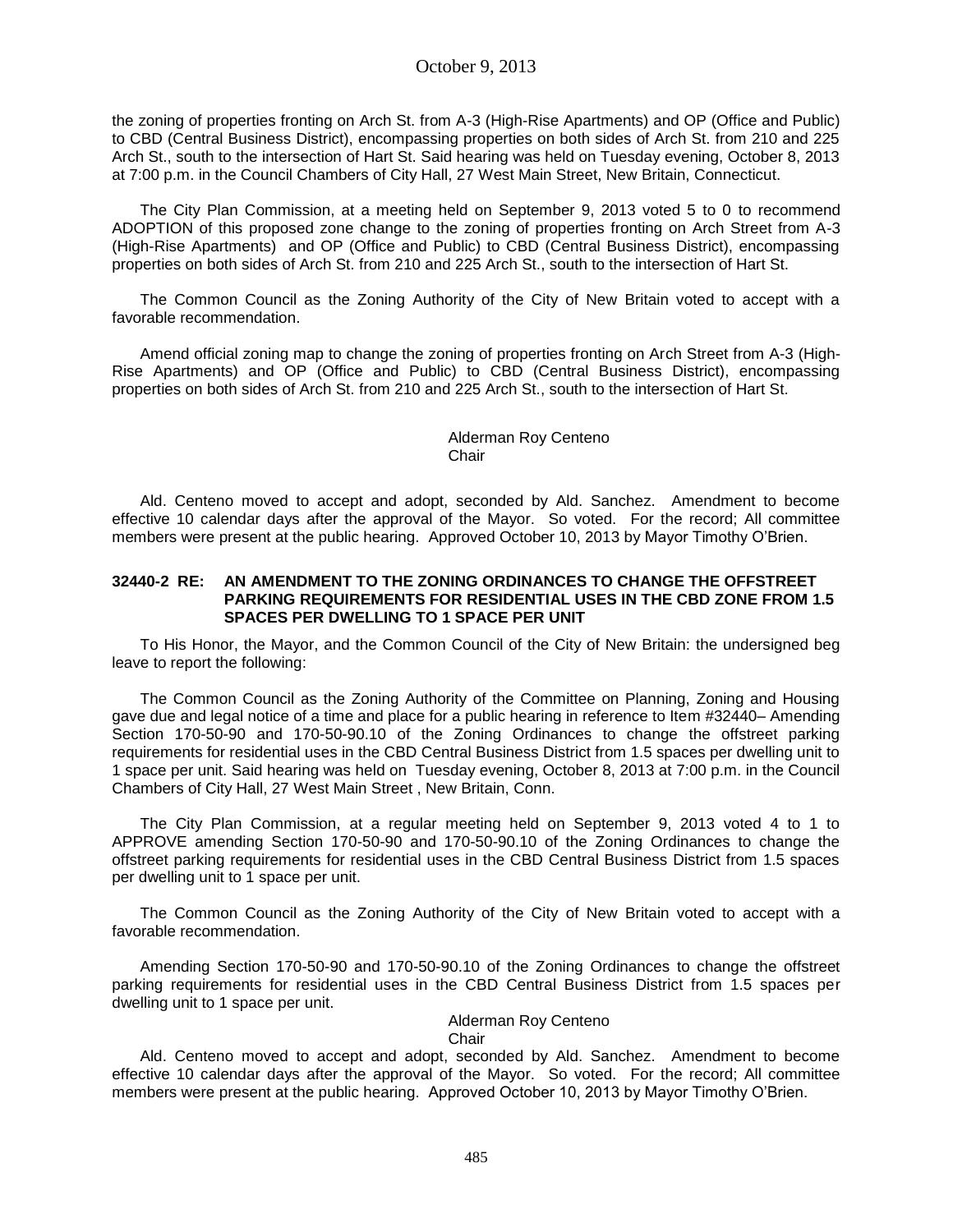the zoning of properties fronting on Arch St. from A-3 (High-Rise Apartments) and OP (Office and Public) to CBD (Central Business District), encompassing properties on both sides of Arch St. from 210 and 225 Arch St., south to the intersection of Hart St. Said hearing was held on Tuesday evening, October 8, 2013 at 7:00 p.m. in the Council Chambers of City Hall, 27 West Main Street, New Britain, Connecticut.

The City Plan Commission, at a meeting held on September 9, 2013 voted 5 to 0 to recommend ADOPTION of this proposed zone change to the zoning of properties fronting on Arch Street from A-3 (High-Rise Apartments) and OP (Office and Public) to CBD (Central Business District), encompassing properties on both sides of Arch St. from 210 and 225 Arch St., south to the intersection of Hart St.

The Common Council as the Zoning Authority of the City of New Britain voted to accept with a favorable recommendation.

Amend official zoning map to change the zoning of properties fronting on Arch Street from A-3 (High-Rise Apartments) and OP (Office and Public) to CBD (Central Business District), encompassing properties on both sides of Arch St. from 210 and 225 Arch St., south to the intersection of Hart St.

Alderman Roy Centeno
Chair

Ald. Centeno moved to accept and adopt, seconded by Ald. Sanchez. Amendment to become effective 10 calendar days after the approval of the Mayor. So voted. For the record; All committee members were present at the public hearing. Approved October 10, 2013 by Mayor Timothy O'Brien.

**32440-2 RE: AN AMENDMENT TO THE ZONING ORDINANCES TO CHANGE THE OFFSTREET PARKING REQUIREMENTS FOR RESIDENTIAL USES IN THE CBD ZONE FROM 1.5 SPACES PER DWELLING TO 1 SPACE PER UNIT**

To His Honor, the Mayor, and the Common Council of the City of New Britain: the undersigned beg leave to report the following:

The Common Council as the Zoning Authority of the Committee on Planning, Zoning and Housing gave due and legal notice of a time and place for a public hearing in reference to Item #32440– Amending Section 170-50-90 and 170-50-90.10 of the Zoning Ordinances to change the offstreet parking requirements for residential uses in the CBD Central Business District from 1.5 spaces per dwelling unit to 1 space per unit. Said hearing was held on Tuesday evening, October 8, 2013 at 7:00 p.m. in the Council Chambers of City Hall, 27 West Main Street , New Britain, Conn.

The City Plan Commission, at a regular meeting held on September 9, 2013 voted 4 to 1 to APPROVE amending Section 170-50-90 and 170-50-90.10 of the Zoning Ordinances to change the offstreet parking requirements for residential uses in the CBD Central Business District from 1.5 spaces per dwelling unit to 1 space per unit.

The Common Council as the Zoning Authority of the City of New Britain voted to accept with a favorable recommendation.

Amending Section 170-50-90 and 170-50-90.10 of the Zoning Ordinances to change the offstreet parking requirements for residential uses in the CBD Central Business District from 1.5 spaces per dwelling unit to 1 space per unit.

Alderman Roy Centeno
Chair

Ald. Centeno moved to accept and adopt, seconded by Ald. Sanchez. Amendment to become effective 10 calendar days after the approval of the Mayor. So voted. For the record; All committee members were present at the public hearing. Approved October 10, 2013 by Mayor Timothy O'Brien.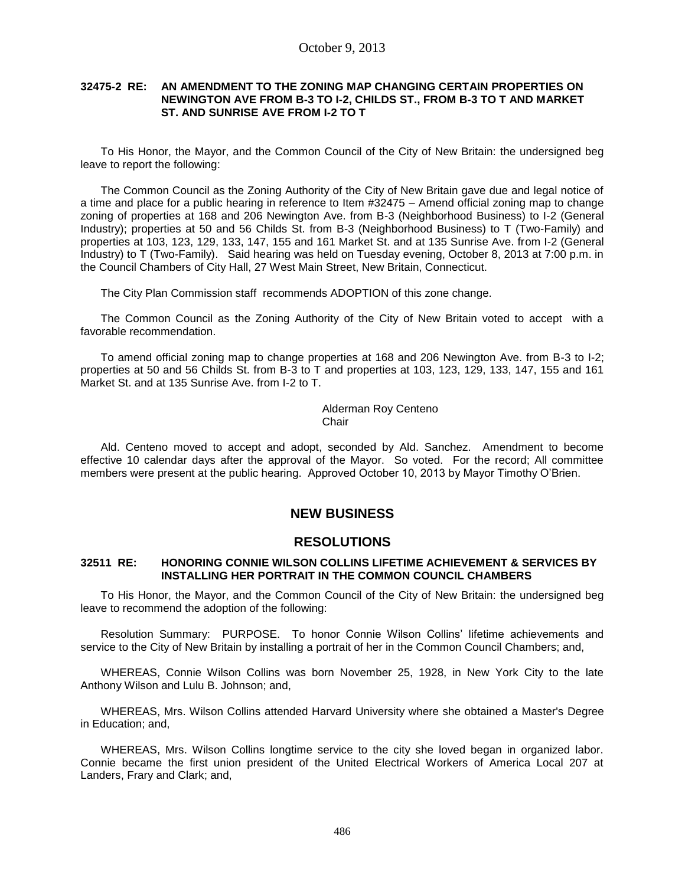### 32475-2 RE: AN AMENDMENT TO THE ZONING MAP CHANGING CERTAIN PROPERTIES ON NEWINGTON AVE FROM B-3 TO I-2, CHILDS ST., FROM B-3 TO T AND MARKET ST. AND SUNRISE AVE FROM I-2 TO T

To His Honor, the Mayor, and the Common Council of the City of New Britain: the undersigned beg leave to report the following:

The Common Council as the Zoning Authority of the City of New Britain gave due and legal notice of a time and place for a public hearing in reference to Item #32475 – Amend official zoning map to change zoning of properties at 168 and 206 Newington Ave. from B-3 (Neighborhood Business) to I-2 (General Industry); properties at 50 and 56 Childs St. from B-3 (Neighborhood Business) to T (Two-Family) and properties at 103, 123, 129, 133, 147, 155 and 161 Market St. and at 135 Sunrise Ave. from I-2 (General Industry) to T (Two-Family). Said hearing was held on Tuesday evening, October 8, 2013 at 7:00 p.m. in the Council Chambers of City Hall, 27 West Main Street, New Britain, Connecticut.

The City Plan Commission staff recommends ADOPTION of this zone change.

The Common Council as the Zoning Authority of the City of New Britain voted to accept with a favorable recommendation.

To amend official zoning map to change properties at 168 and 206 Newington Ave. from B-3 to I-2; properties at 50 and 56 Childs St. from B-3 to T and properties at 103, 123, 129, 133, 147, 155 and 161 Market St. and at 135 Sunrise Ave. from I-2 to T.

Alderman Roy Centeno
Chair

Ald. Centeno moved to accept and adopt, seconded by Ald. Sanchez. Amendment to become effective 10 calendar days after the approval of the Mayor. So voted. For the record; All committee members were present at the public hearing. Approved October 10, 2013 by Mayor Timothy O'Brien.

## NEW BUSINESS

## RESOLUTIONS

### 32511 RE: HONORING CONNIE WILSON COLLINS LIFETIME ACHIEVEMENT & SERVICES BY INSTALLING HER PORTRAIT IN THE COMMON COUNCIL CHAMBERS

To His Honor, the Mayor, and the Common Council of the City of New Britain: the undersigned beg leave to recommend the adoption of the following:

Resolution Summary: PURPOSE. To honor Connie Wilson Collins' lifetime achievements and service to the City of New Britain by installing a portrait of her in the Common Council Chambers; and,

WHEREAS, Connie Wilson Collins was born November 25, 1928, in New York City to the late Anthony Wilson and Lulu B. Johnson; and,

WHEREAS, Mrs. Wilson Collins attended Harvard University where she obtained a Master's Degree in Education; and,

WHEREAS, Mrs. Wilson Collins longtime service to the city she loved began in organized labor. Connie became the first union president of the United Electrical Workers of America Local 207 at Landers, Frary and Clark; and,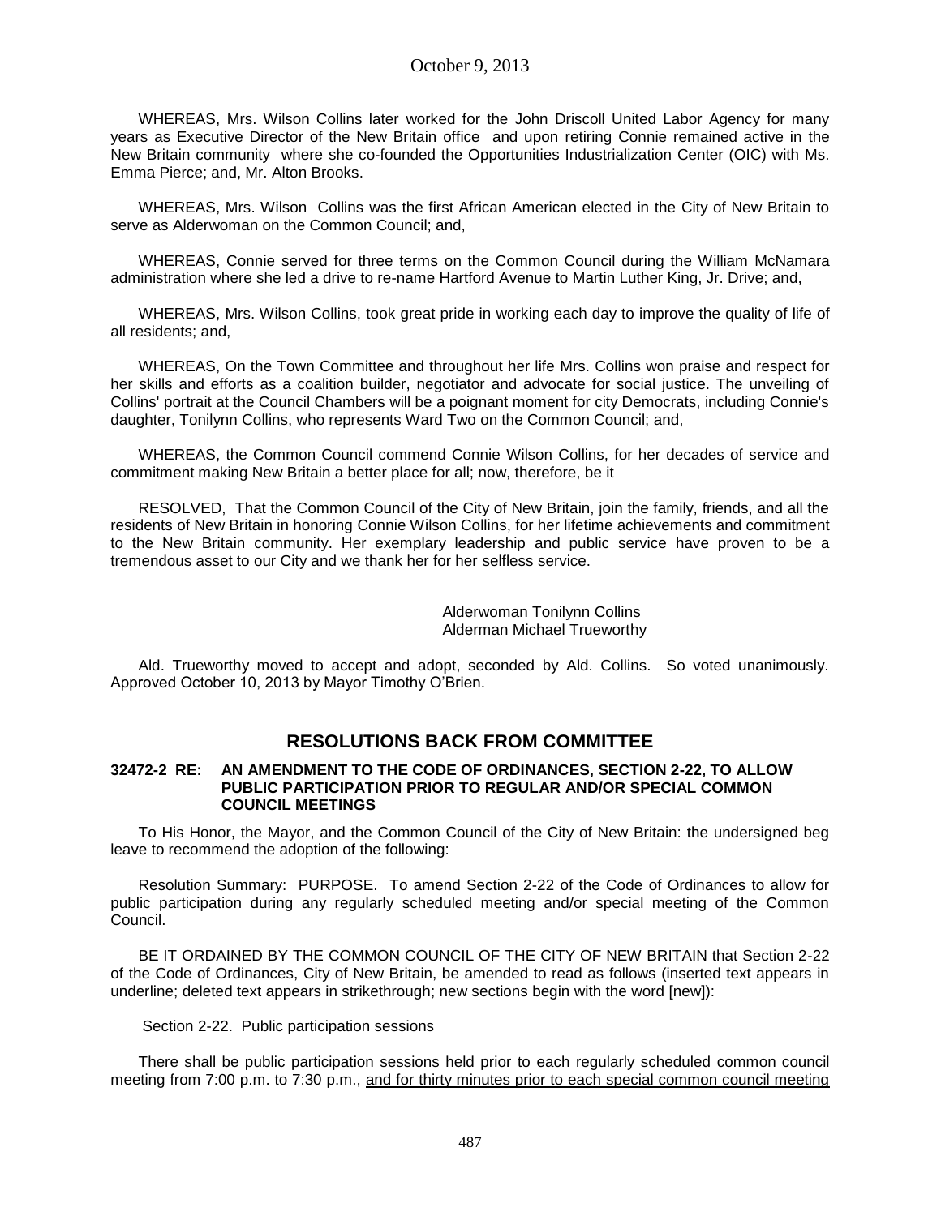WHEREAS, Mrs. Wilson Collins later worked for the John Driscoll United Labor Agency for many years as Executive Director of the New Britain office and upon retiring Connie remained active in the New Britain community where she co-founded the Opportunities Industrialization Center (OIC) with Ms. Emma Pierce; and, Mr. Alton Brooks.

WHEREAS, Mrs. Wilson Collins was the first African American elected in the City of New Britain to serve as Alderwoman on the Common Council; and,

WHEREAS, Connie served for three terms on the Common Council during the William McNamara administration where she led a drive to re-name Hartford Avenue to Martin Luther King, Jr. Drive; and,

WHEREAS, Mrs. Wilson Collins, took great pride in working each day to improve the quality of life of all residents; and,

WHEREAS, On the Town Committee and throughout her life Mrs. Collins won praise and respect for her skills and efforts as a coalition builder, negotiator and advocate for social justice. The unveiling of Collins' portrait at the Council Chambers will be a poignant moment for city Democrats, including Connie's daughter, Tonilynn Collins, who represents Ward Two on the Common Council; and,

WHEREAS, the Common Council commend Connie Wilson Collins, for her decades of service and commitment making New Britain a better place for all; now, therefore, be it

RESOLVED, That the Common Council of the City of New Britain, join the family, friends, and all the residents of New Britain in honoring Connie Wilson Collins, for her lifetime achievements and commitment to the New Britain community. Her exemplary leadership and public service have proven to be a tremendous asset to our City and we thank her for her selfless service.

Alderwoman Tonilynn Collins
Alderman Michael Trueworthy

Ald. Trueworthy moved to accept and adopt, seconded by Ald. Collins. So voted unanimously. Approved October 10, 2013 by Mayor Timothy O'Brien.

## RESOLUTIONS BACK FROM COMMITTEE

**32472-2 RE: AN AMENDMENT TO THE CODE OF ORDINANCES, SECTION 2-22, TO ALLOW PUBLIC PARTICIPATION PRIOR TO REGULAR AND/OR SPECIAL COMMON COUNCIL MEETINGS**

To His Honor, the Mayor, and the Common Council of the City of New Britain: the undersigned beg leave to recommend the adoption of the following:

Resolution Summary: PURPOSE. To amend Section 2-22 of the Code of Ordinances to allow for public participation during any regularly scheduled meeting and/or special meeting of the Common Council.

BE IT ORDAINED BY THE COMMON COUNCIL OF THE CITY OF NEW BRITAIN that Section 2-22 of the Code of Ordinances, City of New Britain, be amended to read as follows (inserted text appears in underline; deleted text appears in strikethrough; new sections begin with the word [new]):

Section 2-22. Public participation sessions

There shall be public participation sessions held prior to each regularly scheduled common council meeting from 7:00 p.m. to 7:30 p.m., <u>and for thirty minutes prior to each special common council meeting</u>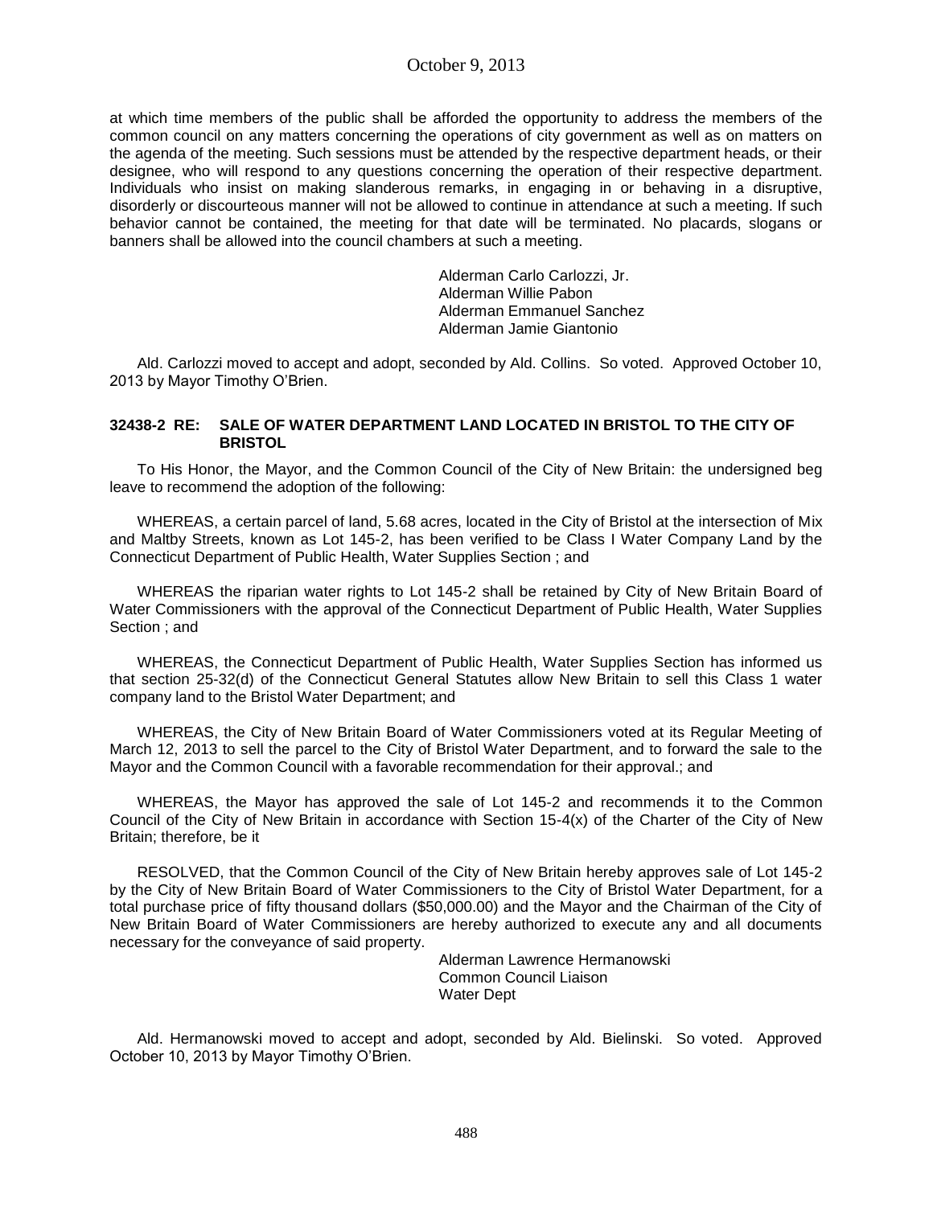at which time members of the public shall be afforded the opportunity to address the members of the common council on any matters concerning the operations of city government as well as on matters on the agenda of the meeting. Such sessions must be attended by the respective department heads, or their designee, who will respond to any questions concerning the operation of their respective department. Individuals who insist on making slanderous remarks, in engaging in or behaving in a disruptive, disorderly or discourteous manner will not be allowed to continue in attendance at such a meeting. If such behavior cannot be contained, the meeting for that date will be terminated. No placards, slogans or banners shall be allowed into the council chambers at such a meeting.

Alderman Carlo Carlozzi, Jr.
Alderman Willie Pabon
Alderman Emmanuel Sanchez
Alderman Jamie Giantonio

Ald. Carlozzi moved to accept and adopt, seconded by Ald. Collins. So voted. Approved October 10, 2013 by Mayor Timothy O'Brien.

**32438-2 RE: SALE OF WATER DEPARTMENT LAND LOCATED IN BRISTOL TO THE CITY OF BRISTOL**

To His Honor, the Mayor, and the Common Council of the City of New Britain: the undersigned beg leave to recommend the adoption of the following:

WHEREAS, a certain parcel of land, 5.68 acres, located in the City of Bristol at the intersection of Mix and Maltby Streets, known as Lot 145-2, has been verified to be Class I Water Company Land by the Connecticut Department of Public Health, Water Supplies Section ; and

WHEREAS the riparian water rights to Lot 145-2 shall be retained by City of New Britain Board of Water Commissioners with the approval of the Connecticut Department of Public Health, Water Supplies Section ; and

WHEREAS, the Connecticut Department of Public Health, Water Supplies Section has informed us that section 25-32(d) of the Connecticut General Statutes allow New Britain to sell this Class 1 water company land to the Bristol Water Department; and

WHEREAS, the City of New Britain Board of Water Commissioners voted at its Regular Meeting of March 12, 2013 to sell the parcel to the City of Bristol Water Department, and to forward the sale to the Mayor and the Common Council with a favorable recommendation for their approval.; and

WHEREAS, the Mayor has approved the sale of Lot 145-2 and recommends it to the Common Council of the City of New Britain in accordance with Section 15-4(x) of the Charter of the City of New Britain; therefore, be it

RESOLVED, that the Common Council of the City of New Britain hereby approves sale of Lot 145-2 by the City of New Britain Board of Water Commissioners to the City of Bristol Water Department, for a total purchase price of fifty thousand dollars ($50,000.00) and the Mayor and the Chairman of the City of New Britain Board of Water Commissioners are hereby authorized to execute any and all documents necessary for the conveyance of said property.

Alderman Lawrence Hermanowski
Common Council Liaison
Water Dept

Ald. Hermanowski moved to accept and adopt, seconded by Ald. Bielinski. So voted. Approved October 10, 2013 by Mayor Timothy O'Brien.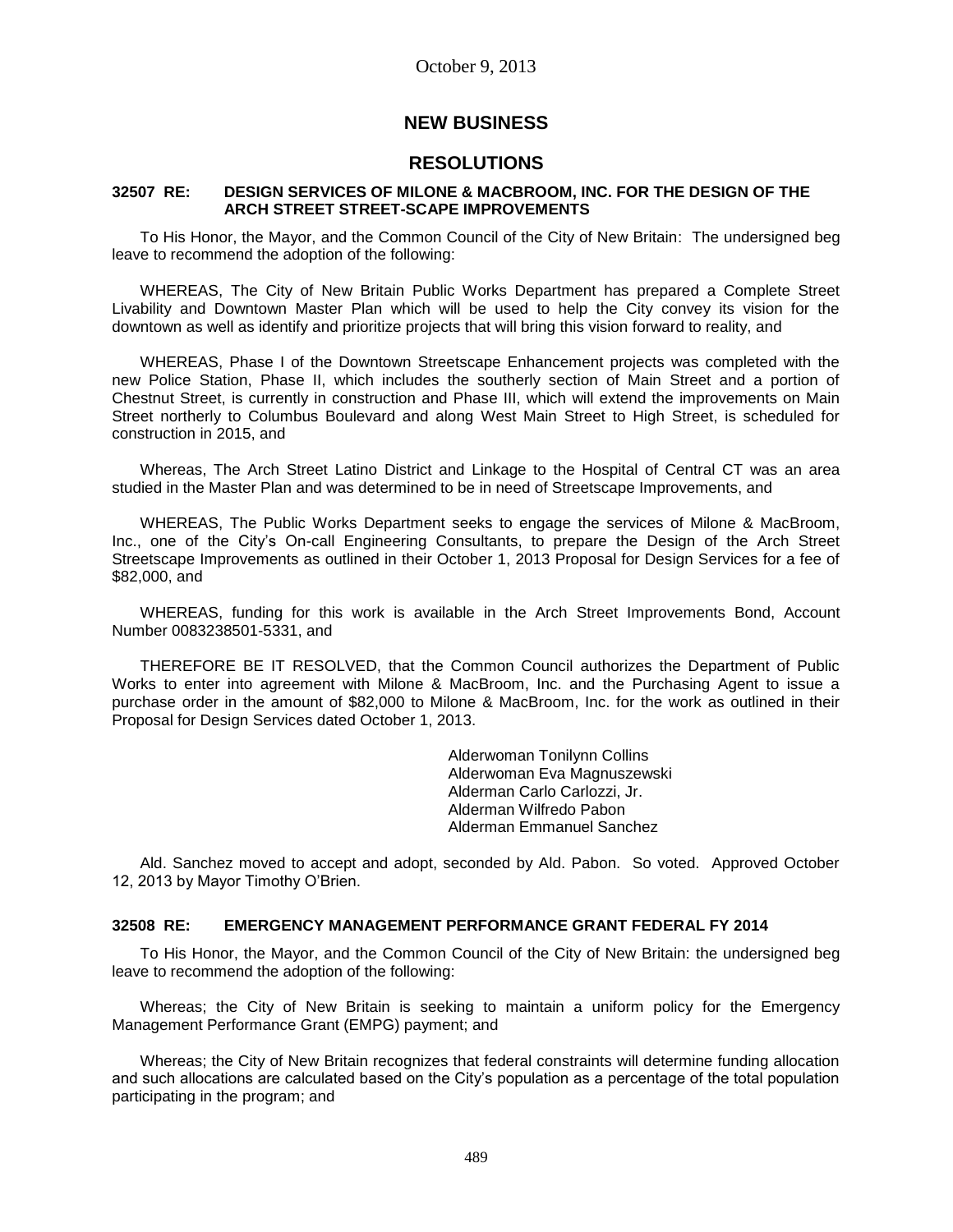October 9, 2013

# NEW BUSINESS

## RESOLUTIONS

### 32507 RE: DESIGN SERVICES OF MILONE & MACBROOM, INC. FOR THE DESIGN OF THE ARCH STREET STREET-SCAPE IMPROVEMENTS

To His Honor, the Mayor, and the Common Council of the City of New Britain: The undersigned beg leave to recommend the adoption of the following:

WHEREAS, The City of New Britain Public Works Department has prepared a Complete Street Livability and Downtown Master Plan which will be used to help the City convey its vision for the downtown as well as identify and prioritize projects that will bring this vision forward to reality, and

WHEREAS, Phase I of the Downtown Streetscape Enhancement projects was completed with the new Police Station, Phase II, which includes the southerly section of Main Street and a portion of Chestnut Street, is currently in construction and Phase III, which will extend the improvements on Main Street northerly to Columbus Boulevard and along West Main Street to High Street, is scheduled for construction in 2015, and

Whereas, The Arch Street Latino District and Linkage to the Hospital of Central CT was an area studied in the Master Plan and was determined to be in need of Streetscape Improvements, and

WHEREAS, The Public Works Department seeks to engage the services of Milone & MacBroom, Inc., one of the City's On-call Engineering Consultants, to prepare the Design of the Arch Street Streetscape Improvements as outlined in their October 1, 2013 Proposal for Design Services for a fee of $82,000, and

WHEREAS, funding for this work is available in the Arch Street Improvements Bond, Account Number 0083238501-5331, and

THEREFORE BE IT RESOLVED, that the Common Council authorizes the Department of Public Works to enter into agreement with Milone & MacBroom, Inc. and the Purchasing Agent to issue a purchase order in the amount of $82,000 to Milone & MacBroom, Inc. for the work as outlined in their Proposal for Design Services dated October 1, 2013.

Alderwoman Tonilynn Collins
Alderwoman Eva Magnuszewski
Alderman Carlo Carlozzi, Jr.
Alderman Wilfredo Pabon
Alderman Emmanuel Sanchez

Ald. Sanchez moved to accept and adopt, seconded by Ald. Pabon. So voted. Approved October 12, 2013 by Mayor Timothy O'Brien.

### 32508 RE: EMERGENCY MANAGEMENT PERFORMANCE GRANT FEDERAL FY 2014

To His Honor, the Mayor, and the Common Council of the City of New Britain: the undersigned beg leave to recommend the adoption of the following:

Whereas; the City of New Britain is seeking to maintain a uniform policy for the Emergency Management Performance Grant (EMPG) payment; and

Whereas; the City of New Britain recognizes that federal constraints will determine funding allocation and such allocations are calculated based on the City's population as a percentage of the total population participating in the program; and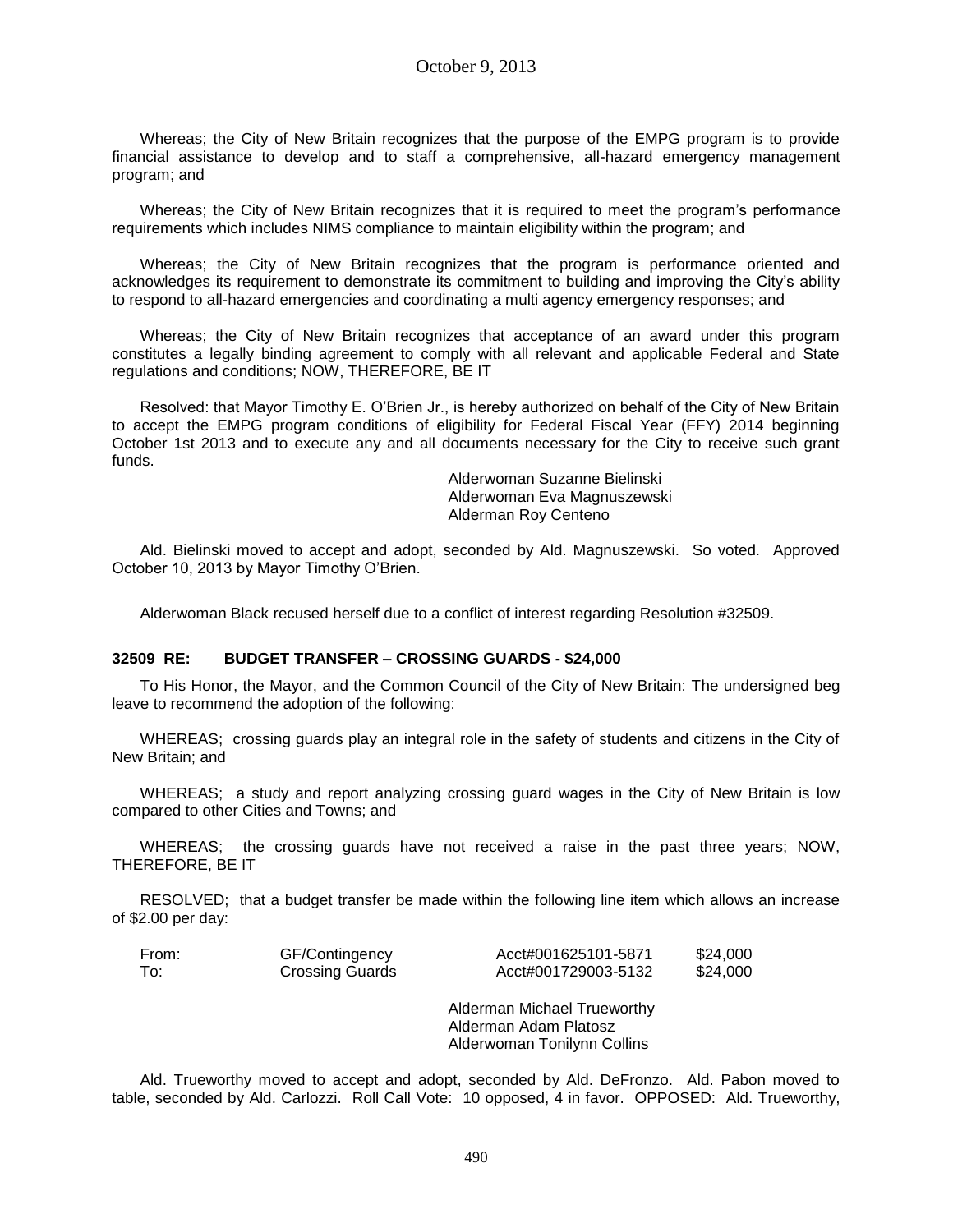Whereas; the City of New Britain recognizes that the purpose of the EMPG program is to provide financial assistance to develop and to staff a comprehensive, all-hazard emergency management program; and

Whereas; the City of New Britain recognizes that it is required to meet the program's performance requirements which includes NIMS compliance to maintain eligibility within the program; and

Whereas; the City of New Britain recognizes that the program is performance oriented and acknowledges its requirement to demonstrate its commitment to building and improving the City's ability to respond to all-hazard emergencies and coordinating a multi agency emergency responses; and

Whereas; the City of New Britain recognizes that acceptance of an award under this program constitutes a legally binding agreement to comply with all relevant and applicable Federal and State regulations and conditions; NOW, THEREFORE, BE IT

Resolved: that Mayor Timothy E. O'Brien Jr., is hereby authorized on behalf of the City of New Britain to accept the EMPG program conditions of eligibility for Federal Fiscal Year (FFY) 2014 beginning October 1st 2013 and to execute any and all documents necessary for the City to receive such grant funds.

Alderwoman Suzanne Bielinski
Alderwoman Eva Magnuszewski
Alderman Roy Centeno

Ald. Bielinski moved to accept and adopt, seconded by Ald. Magnuszewski. So voted. Approved October 10, 2013 by Mayor Timothy O'Brien.

Alderwoman Black recused herself due to a conflict of interest regarding Resolution #32509.

**32509 RE: BUDGET TRANSFER – CROSSING GUARDS - $24,000**

To His Honor, the Mayor, and the Common Council of the City of New Britain: The undersigned beg leave to recommend the adoption of the following:

WHEREAS; crossing guards play an integral role in the safety of students and citizens in the City of New Britain; and

WHEREAS; a study and report analyzing crossing guard wages in the City of New Britain is low compared to other Cities and Towns; and

WHEREAS; the crossing guards have not received a raise in the past three years; NOW, THEREFORE, BE IT

RESOLVED; that a budget transfer be made within the following line item which allows an increase of $2.00 per day:

| | | | |
|---|---|---|---|
| From: | GF/Contingency | Acct#001625101-5871 | $24,000 |
| To: | Crossing Guards | Acct#001729003-5132 | $24,000 |

Alderman Michael Trueworthy
Alderman Adam Platosz
Alderwoman Tonilynn Collins

Ald. Trueworthy moved to accept and adopt, seconded by Ald. DeFronzo. Ald. Pabon moved to table, seconded by Ald. Carlozzi. Roll Call Vote: 10 opposed, 4 in favor. OPPOSED: Ald. Trueworthy,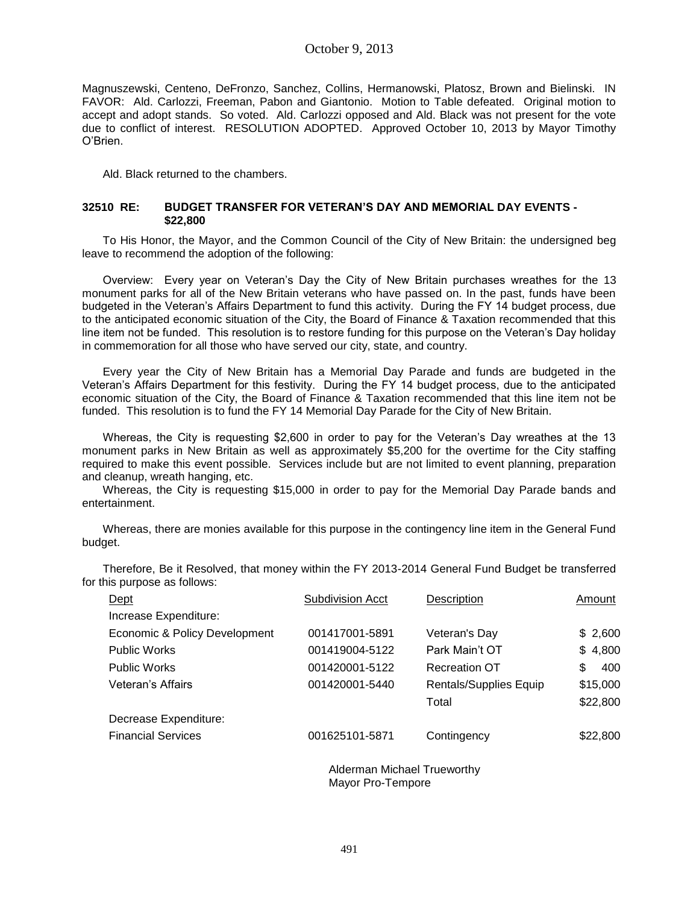Magnuszewski, Centeno, DeFronzo, Sanchez, Collins, Hermanowski, Platosz, Brown and Bielinski. IN FAVOR: Ald. Carlozzi, Freeman, Pabon and Giantonio. Motion to Table defeated. Original motion to accept and adopt stands. So voted. Ald. Carlozzi opposed and Ald. Black was not present for the vote due to conflict of interest. RESOLUTION ADOPTED. Approved October 10, 2013 by Mayor Timothy O'Brien.

Ald. Black returned to the chambers.

**32510 RE: BUDGET TRANSFER FOR VETERAN'S DAY AND MEMORIAL DAY EVENTS - $22,800**

To His Honor, the Mayor, and the Common Council of the City of New Britain: the undersigned beg leave to recommend the adoption of the following:

Overview: Every year on Veteran's Day the City of New Britain purchases wreathes for the 13 monument parks for all of the New Britain veterans who have passed on. In the past, funds have been budgeted in the Veteran's Affairs Department to fund this activity. During the FY 14 budget process, due to the anticipated economic situation of the City, the Board of Finance & Taxation recommended that this line item not be funded. This resolution is to restore funding for this purpose on the Veteran's Day holiday in commemoration for all those who have served our city, state, and country.

Every year the City of New Britain has a Memorial Day Parade and funds are budgeted in the Veteran's Affairs Department for this festivity. During the FY 14 budget process, due to the anticipated economic situation of the City, the Board of Finance & Taxation recommended that this line item not be funded. This resolution is to fund the FY 14 Memorial Day Parade for the City of New Britain.

Whereas, the City is requesting $2,600 in order to pay for the Veteran's Day wreathes at the 13 monument parks in New Britain as well as approximately $5,200 for the overtime for the City staffing required to make this event possible. Services include but are not limited to event planning, preparation and cleanup, wreath hanging, etc.

Whereas, the City is requesting $15,000 in order to pay for the Memorial Day Parade bands and entertainment.

Whereas, there are monies available for this purpose in the contingency line item in the General Fund budget.

Therefore, Be it Resolved, that money within the FY 2013-2014 General Fund Budget be transferred for this purpose as follows:

| Dept | Subdivision Acct | Description | Amount |
|---|---|---|---|
| Increase Expenditure: | | | |
| Economic & Policy Development | 001417001-5891 | Veteran's Day | $ 2,600 |
| Public Works | 001419004-5122 | Park Main't OT | $ 4,800 |
| Public Works | 001420001-5122 | Recreation OT | $ 400 |
| Veteran's Affairs | 001420001-5440 | Rentals/Supplies Equip | $15,000 |
| | | Total | $22,800 |
| Decrease Expenditure: | | | |
| Financial Services | 001625101-5871 | Contingency | $22,800 |

Alderman Michael Trueworthy
Mayor Pro-Tempore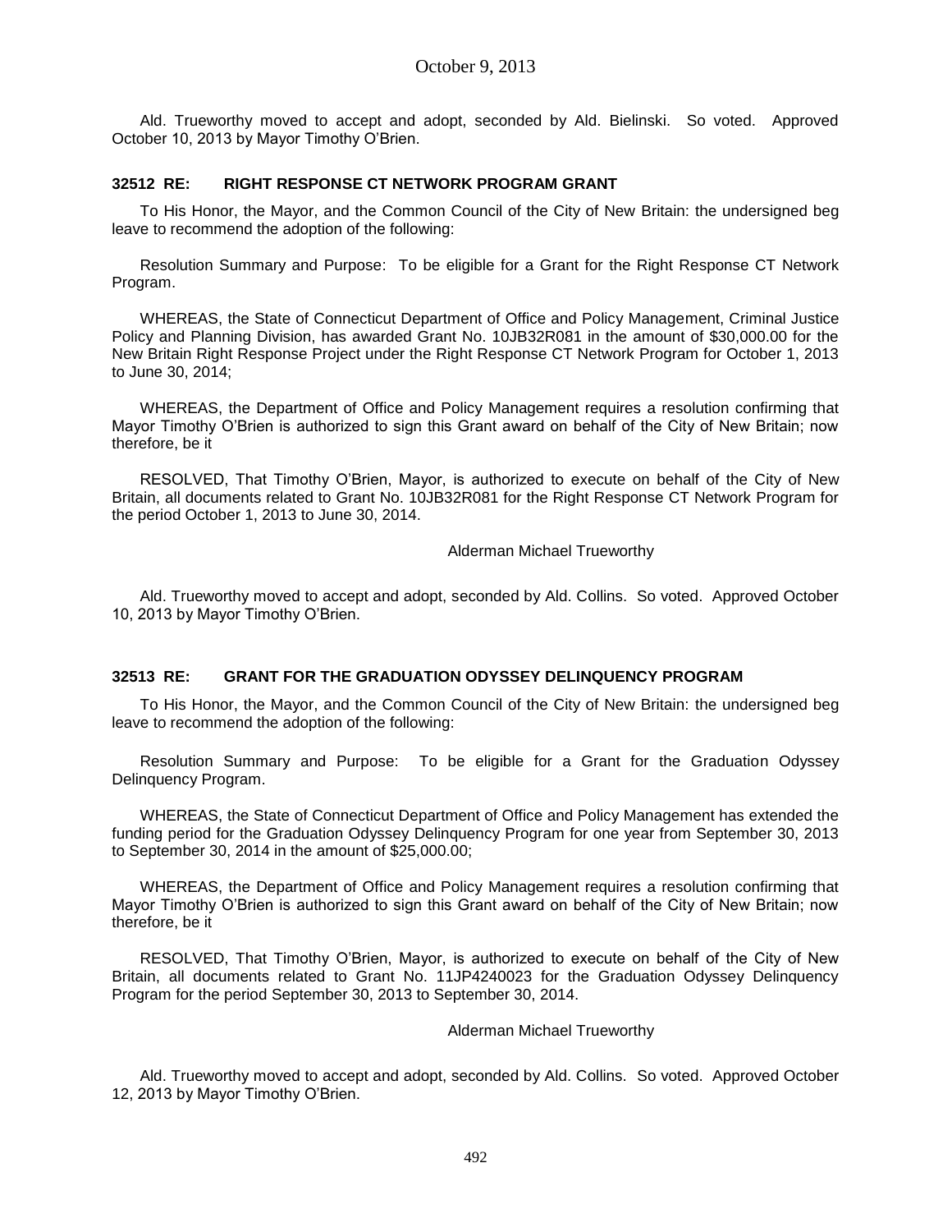Ald. Trueworthy moved to accept and adopt, seconded by Ald. Bielinski. So voted. Approved October 10, 2013 by Mayor Timothy O'Brien.

### 32512 RE: RIGHT RESPONSE CT NETWORK PROGRAM GRANT

To His Honor, the Mayor, and the Common Council of the City of New Britain: the undersigned beg leave to recommend the adoption of the following:

Resolution Summary and Purpose: To be eligible for a Grant for the Right Response CT Network Program.

WHEREAS, the State of Connecticut Department of Office and Policy Management, Criminal Justice Policy and Planning Division, has awarded Grant No. 10JB32R081 in the amount of $30,000.00 for the New Britain Right Response Project under the Right Response CT Network Program for October 1, 2013 to June 30, 2014;

WHEREAS, the Department of Office and Policy Management requires a resolution confirming that Mayor Timothy O'Brien is authorized to sign this Grant award on behalf of the City of New Britain; now therefore, be it

RESOLVED, That Timothy O'Brien, Mayor, is authorized to execute on behalf of the City of New Britain, all documents related to Grant No. 10JB32R081 for the Right Response CT Network Program for the period October 1, 2013 to June 30, 2014.

Alderman Michael Trueworthy

Ald. Trueworthy moved to accept and adopt, seconded by Ald. Collins. So voted. Approved October 10, 2013 by Mayor Timothy O'Brien.

### 32513 RE: GRANT FOR THE GRADUATION ODYSSEY DELINQUENCY PROGRAM

To His Honor, the Mayor, and the Common Council of the City of New Britain: the undersigned beg leave to recommend the adoption of the following:

Resolution Summary and Purpose: To be eligible for a Grant for the Graduation Odyssey Delinquency Program.

WHEREAS, the State of Connecticut Department of Office and Policy Management has extended the funding period for the Graduation Odyssey Delinquency Program for one year from September 30, 2013 to September 30, 2014 in the amount of $25,000.00;

WHEREAS, the Department of Office and Policy Management requires a resolution confirming that Mayor Timothy O'Brien is authorized to sign this Grant award on behalf of the City of New Britain; now therefore, be it

RESOLVED, That Timothy O'Brien, Mayor, is authorized to execute on behalf of the City of New Britain, all documents related to Grant No. 11JP4240023 for the Graduation Odyssey Delinquency Program for the period September 30, 2013 to September 30, 2014.

Alderman Michael Trueworthy

Ald. Trueworthy moved to accept and adopt, seconded by Ald. Collins. So voted. Approved October 12, 2013 by Mayor Timothy O'Brien.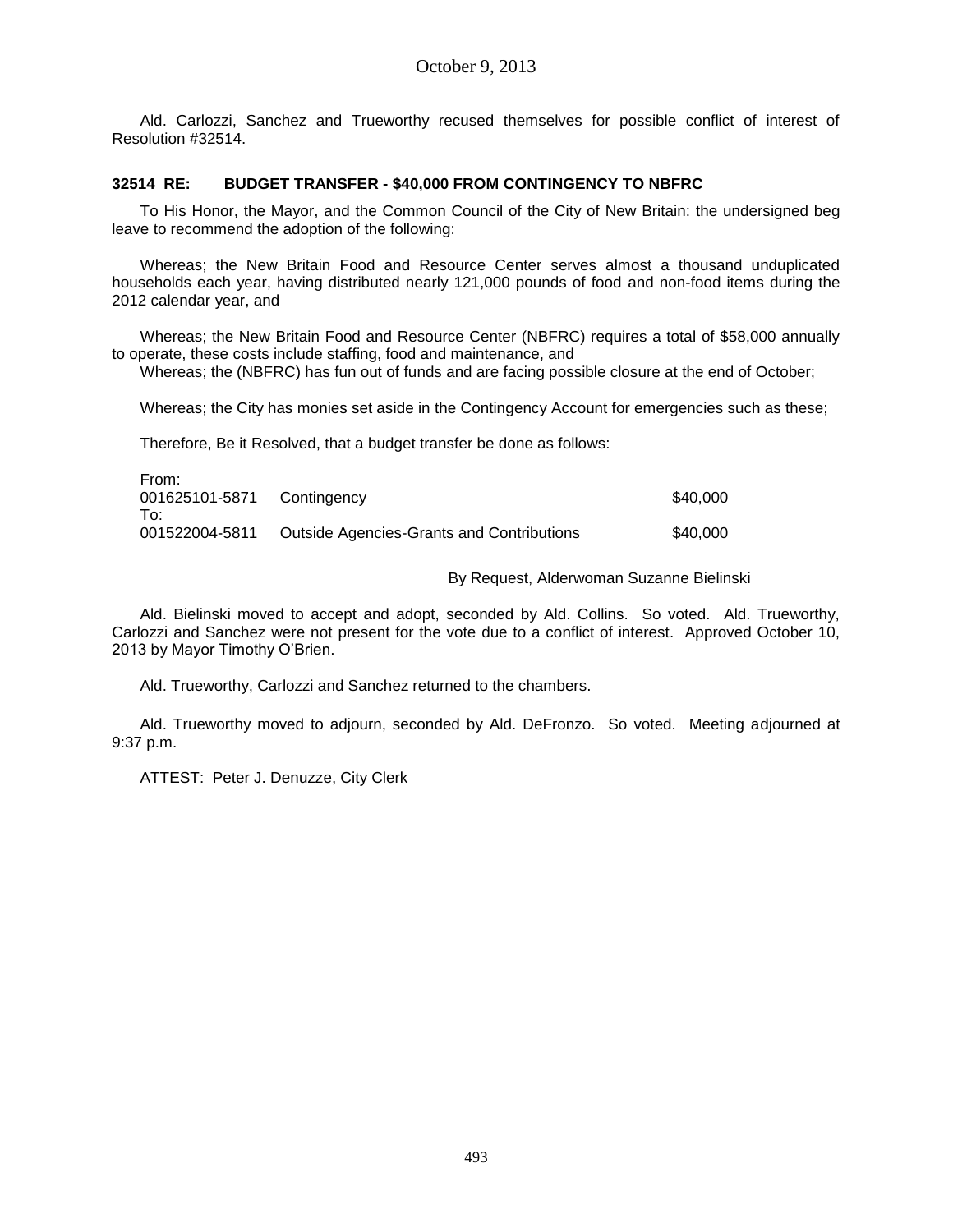Ald. Carlozzi, Sanchez and Trueworthy recused themselves for possible conflict of interest of Resolution #32514.

**32514 RE: BUDGET TRANSFER - $40,000 FROM CONTINGENCY TO NBFRC**

To His Honor, the Mayor, and the Common Council of the City of New Britain: the undersigned beg leave to recommend the adoption of the following:

Whereas; the New Britain Food and Resource Center serves almost a thousand unduplicated households each year, having distributed nearly 121,000 pounds of food and non-food items during the 2012 calendar year, and

Whereas; the New Britain Food and Resource Center (NBFRC) requires a total of $58,000 annually to operate, these costs include staffing, food and maintenance, and

Whereas; the (NBFRC) has fun out of funds and are facing possible closure at the end of October;

Whereas; the City has monies set aside in the Contingency Account for emergencies such as these;

Therefore, Be it Resolved, that a budget transfer be done as follows:

| | | |
|---|---|---|
| From: | | |
| 001625101-5871 | Contingency | $40,000 |
| To: | | |
| 001522004-5811 | Outside Agencies-Grants and Contributions | $40,000 |

By Request, Alderwoman Suzanne Bielinski

Ald. Bielinski moved to accept and adopt, seconded by Ald. Collins. So voted. Ald. Trueworthy, Carlozzi and Sanchez were not present for the vote due to a conflict of interest. Approved October 10, 2013 by Mayor Timothy O'Brien.

Ald. Trueworthy, Carlozzi and Sanchez returned to the chambers.

Ald. Trueworthy moved to adjourn, seconded by Ald. DeFronzo. So voted. Meeting adjourned at 9:37 p.m.

ATTEST: Peter J. Denuzze, City Clerk